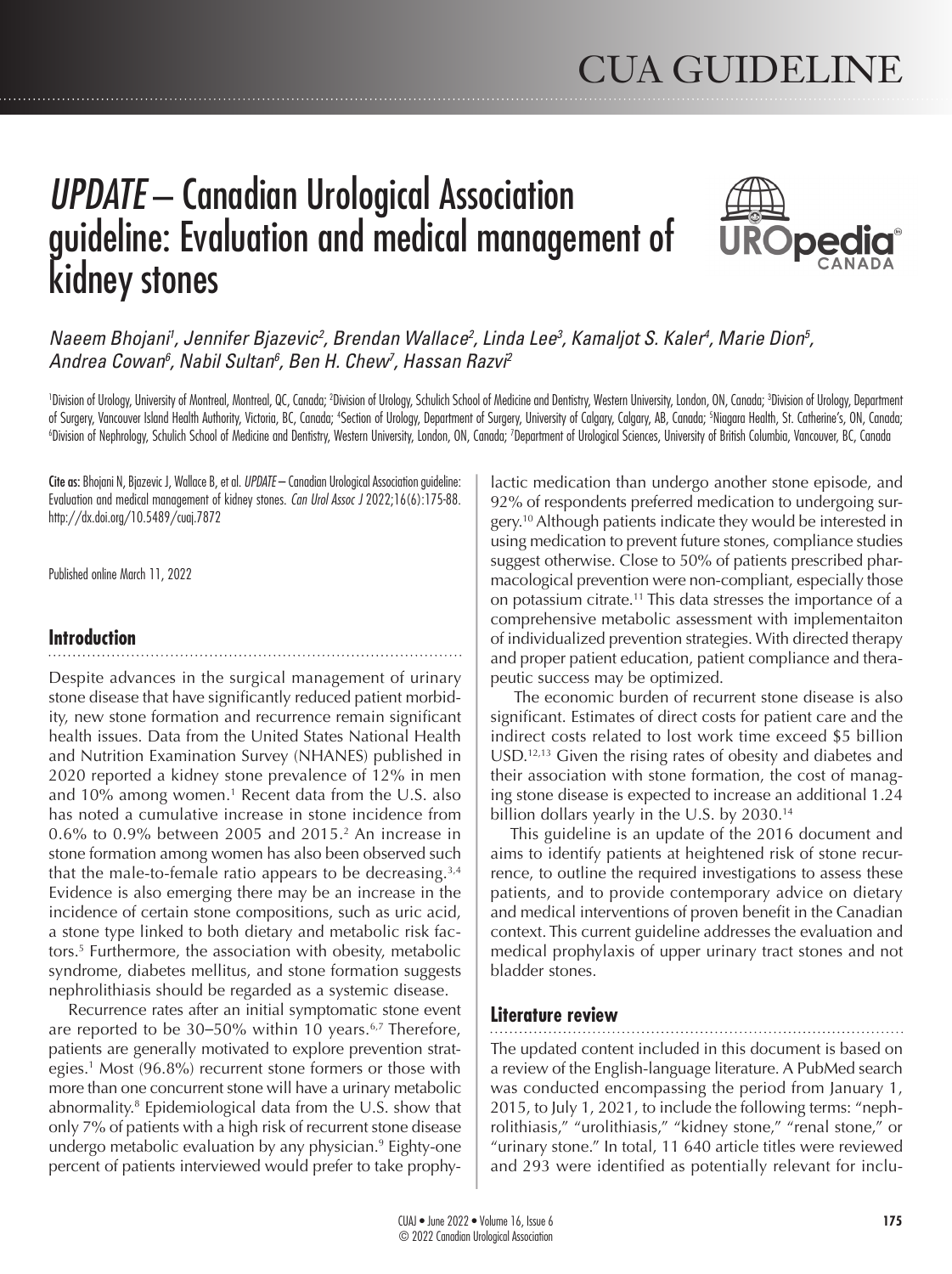# *UPDATE* – Canadian Urological Association guideline: Evaluation and medical management of kidney stones

*Naeem Bhojani[1], Jennifer Bjazevic[2], Brendan Wallace[2], Linda Lee[3], Kamaljot S. Kaler[4], Marie Dion[5], Andrea Cowan[6], Nabil Sultan[6], Ben H. Chew[7], Hassan Razvi[2]*

[1]Division of Urology, University of Montreal, Montreal, QC, Canada; [2]Division of Urology, Schulich School of Medicine and Dentistry, Western University, London, ON, Canada; [3]Division of Urology, Department of Surgery, Vancouver Island Health Authority, Victoria, BC, Canada; [4]Section of Urology, Department of Surgery, University of Calgary, Calgary, AB, Canada; [5]Niagara Health, St. Catherine's, ON, Canada; [6]Division of Nephrology, Schulich School of Medicine and Dentistry, Western University, London, ON, Canada; [7]Department of Urological Sciences, University of British Columbia, Vancouver, BC, Canada

**Cite as:** Bhojani N, Bjazevic J, Wallace B, et al. *UPDATE* – Canadian Urological Association guideline: Evaluation and medical management of kidney stones. *Can Urol Assoc J* 2022;16(6):175-88. http://dx.doi.org/10.5489/cuaj.7872

Published online March 11, 2022

## Introduction

Despite advances in the surgical management of urinary stone disease that have significantly reduced patient morbidity, new stone formation and recurrence remain significant health issues. Data from the United States National Health and Nutrition Examination Survey (NHANES) published in 2020 reported a kidney stone prevalence of 12% in men and 10% among women.[1] Recent data from the U.S. also has noted a cumulative increase in stone incidence from 0.6% to 0.9% between 2005 and 2015.[2] An increase in stone formation among women has also been observed such that the male-to-female ratio appears to be decreasing.[3,4] Evidence is also emerging there may be an increase in the incidence of certain stone compositions, such as uric acid, a stone type linked to both dietary and metabolic risk factors.[5] Furthermore, the association with obesity, metabolic syndrome, diabetes mellitus, and stone formation suggests nephrolithiasis should be regarded as a systemic disease.

Recurrence rates after an initial symptomatic stone event are reported to be 30–50% within 10 years.[6,7] Therefore, patients are generally motivated to explore prevention strategies.[1] Most (96.8%) recurrent stone formers or those with more than one concurrent stone will have a urinary metabolic abnormality.[8] Epidemiological data from the U.S. show that only 7% of patients with a high risk of recurrent stone disease undergo metabolic evaluation by any physician.[9] Eighty-one percent of patients interviewed would prefer to take prophylactic medication than undergo another stone episode, and 92% of respondents preferred medication to undergoing surgery.[10] Although patients indicate they would be interested in using medication to prevent future stones, compliance studies suggest otherwise. Close to 50% of patients prescribed pharmacological prevention were non-compliant, especially those on potassium citrate.[11] This data stresses the importance of a comprehensive metabolic assessment with implementaiton of individualized prevention strategies. With directed therapy and proper patient education, patient compliance and therapeutic success may be optimized.

The economic burden of recurrent stone disease is also significant. Estimates of direct costs for patient care and the indirect costs related to lost work time exceed $5 billion USD.[12,13] Given the rising rates of obesity and diabetes and their association with stone formation, the cost of managing stone disease is expected to increase an additional 1.24 billion dollars yearly in the U.S. by 2030.[14]

This guideline is an update of the 2016 document and aims to identify patients at heightened risk of stone recurrence, to outline the required investigations to assess these patients, and to provide contemporary advice on dietary and medical interventions of proven benefit in the Canadian context. This current guideline addresses the evaluation and medical prophylaxis of upper urinary tract stones and not bladder stones.

## Literature review

The updated content included in this document is based on a review of the English-language literature. A PubMed search was conducted encompassing the period from January 1, 2015, to July 1, 2021, to include the following terms: "nephrolithiasis," "urolithiasis," "kidney stone," "renal stone," or "urinary stone." In total, 11 640 article titles were reviewed and 293 were identified as potentially relevant for inclu-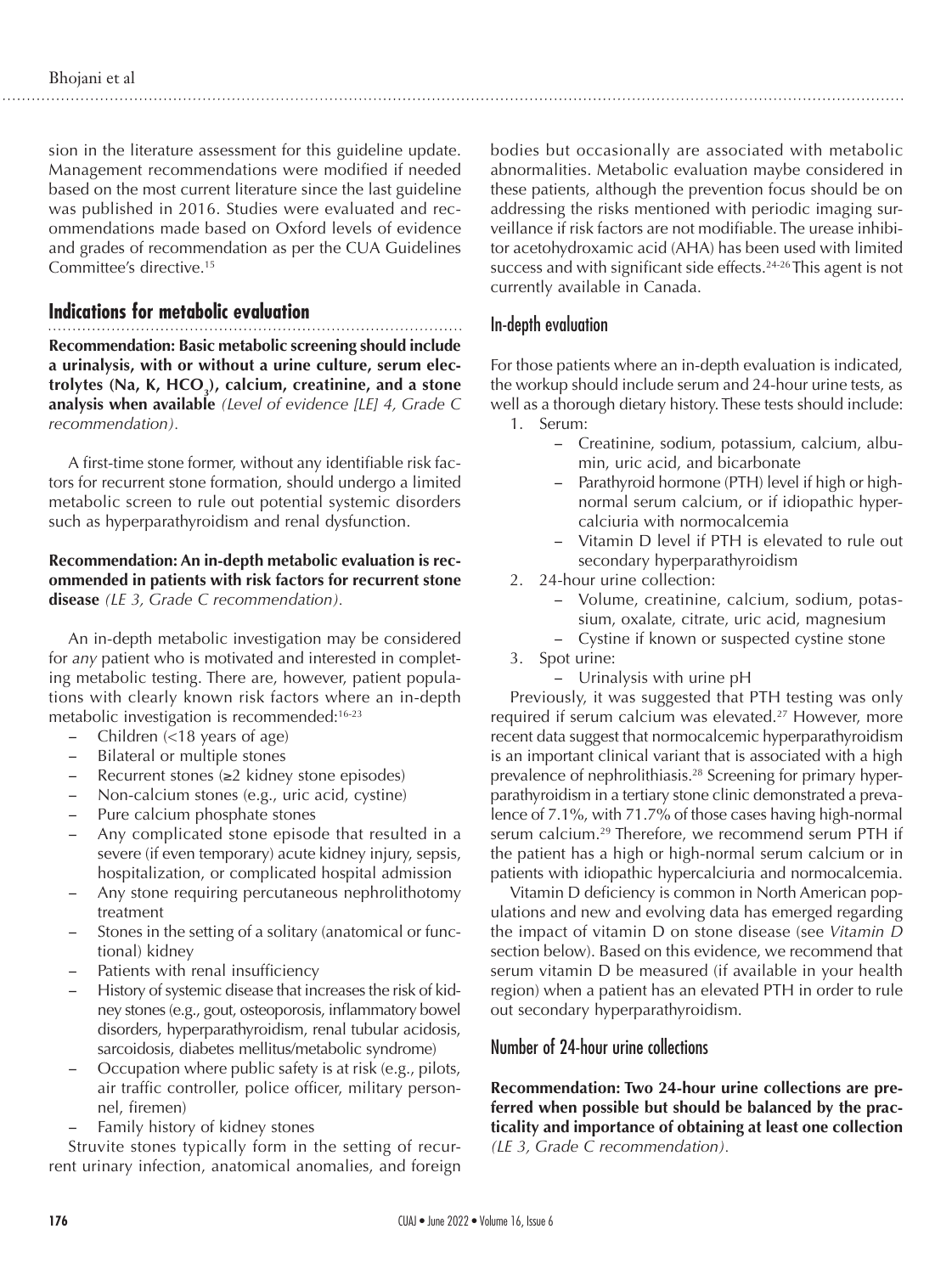sion in the literature assessment for this guideline update. Management recommendations were modified if needed based on the most current literature since the last guideline was published in 2016. Studies were evaluated and recommendations made based on Oxford levels of evidence and grades of recommendation as per the CUA Guidelines Committee's directive.[15]

## Indications for metabolic evaluation

**Recommendation: Basic metabolic screening should include a urinalysis, with or without a urine culture, serum electrolytes (Na, K, $HCO_3$), calcium, creatinine, and a stone analysis when available** *(Level of evidence [LE] 4, Grade C recommendation).*

A first-time stone former, without any identifiable risk factors for recurrent stone formation, should undergo a limited metabolic screen to rule out potential systemic disorders such as hyperparathyroidism and renal dysfunction.

**Recommendation: An in-depth metabolic evaluation is recommended in patients with risk factors for recurrent stone disease** *(LE 3, Grade C recommendation).*

An in-depth metabolic investigation may be considered for *any* patient who is motivated and interested in completing metabolic testing. There are, however, patient populations with clearly known risk factors where an in-depth metabolic investigation is recommended:[16-23]

- Children (<18 years of age)
- Bilateral or multiple stones
- Recurrent stones (≥2 kidney stone episodes)
- Non-calcium stones (e.g., uric acid, cystine)
- Pure calcium phosphate stones
- Any complicated stone episode that resulted in a severe (if even temporary) acute kidney injury, sepsis, hospitalization, or complicated hospital admission
- Any stone requiring percutaneous nephrolithotomy treatment
- Stones in the setting of a solitary (anatomical or functional) kidney
- Patients with renal insufficiency
- History of systemic disease that increases the risk of kidney stones (e.g., gout, osteoporosis, inflammatory bowel disorders, hyperparathyroidism, renal tubular acidosis, sarcoidosis, diabetes mellitus/metabolic syndrome)
- Occupation where public safety is at risk (e.g., pilots, air traffic controller, police officer, military personnel, firemen)
- Family history of kidney stones

Struvite stones typically form in the setting of recurrent urinary infection, anatomical anomalies, and foreign bodies but occasionally are associated with metabolic abnormalities. Metabolic evaluation maybe considered in these patients, although the prevention focus should be on addressing the risks mentioned with periodic imaging surveillance if risk factors are not modifiable. The urease inhibitor acetohydroxamic acid (AHA) has been used with limited success and with significant side effects.[24-26] This agent is not currently available in Canada.

### In-depth evaluation

For those patients where an in-depth evaluation is indicated, the workup should include serum and 24-hour urine tests, as well as a thorough dietary history. These tests should include:

1. Serum:
   - Creatinine, sodium, potassium, calcium, albumin, uric acid, and bicarbonate
   - Parathyroid hormone (PTH) level if high or high-normal serum calcium, or if idiopathic hypercalciuria with normocalcemia
   - Vitamin D level if PTH is elevated to rule out secondary hyperparathyroidism
2. 24-hour urine collection:
   - Volume, creatinine, calcium, sodium, potassium, oxalate, citrate, uric acid, magnesium
   - Cystine if known or suspected cystine stone
3. Spot urine:
   - Urinalysis with urine pH

Previously, it was suggested that PTH testing was only required if serum calcium was elevated.[27] However, more recent data suggest that normocalcemic hyperparathyroidism is an important clinical variant that is associated with a high prevalence of nephrolithiasis.[28] Screening for primary hyperparathyroidism in a tertiary stone clinic demonstrated a prevalence of 7.1%, with 71.7% of those cases having high-normal serum calcium.[29] Therefore, we recommend serum PTH if the patient has a high or high-normal serum calcium or in patients with idiopathic hypercalciuria and normocalcemia.

Vitamin D deficiency is common in North American populations and new and evolving data has emerged regarding the impact of vitamin D on stone disease (see *Vitamin D* section below). Based on this evidence, we recommend that serum vitamin D be measured (if available in your health region) when a patient has an elevated PTH in order to rule out secondary hyperparathyroidism.

### Number of 24-hour urine collections

**Recommendation: Two 24-hour urine collections are preferred when possible but should be balanced by the practicality and importance of obtaining at least one collection** *(LE 3, Grade C recommendation).*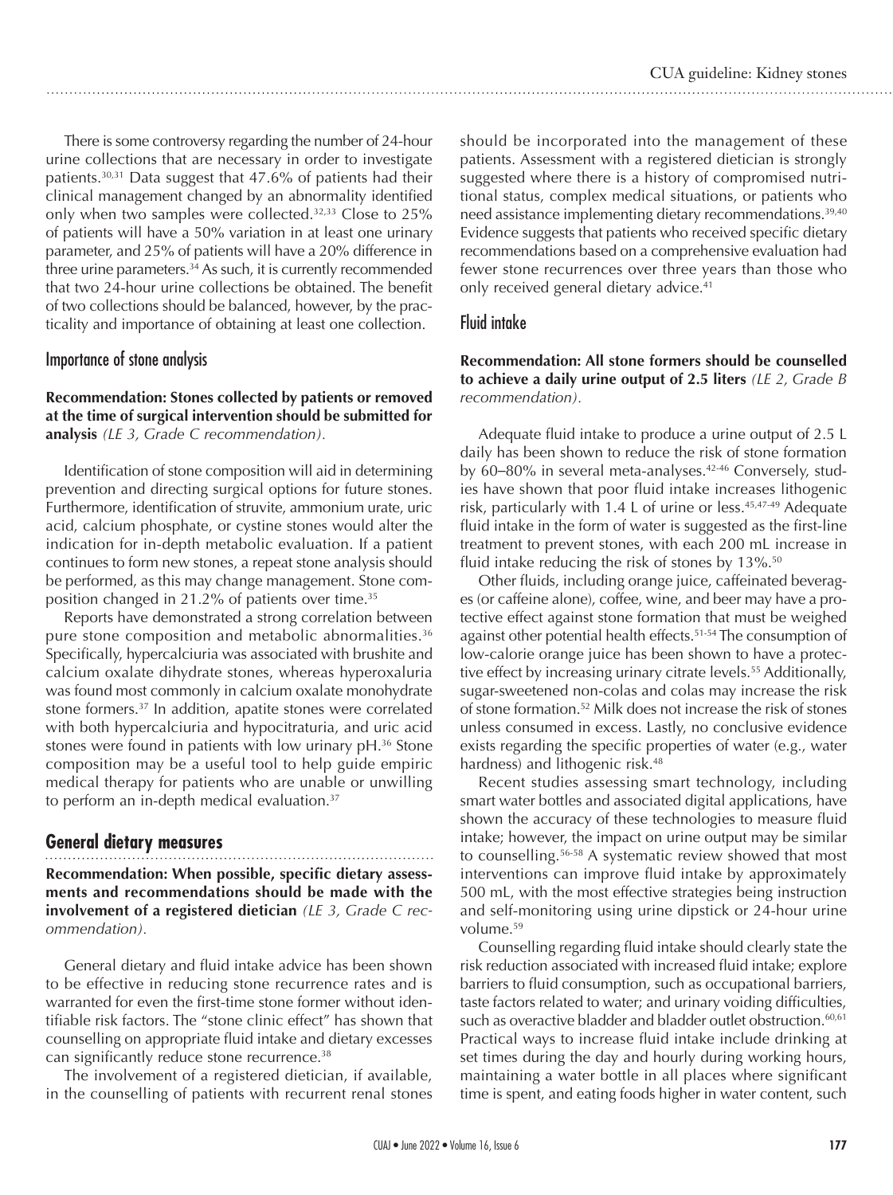There is some controversy regarding the number of 24-hour urine collections that are necessary in order to investigate patients.[30,31] Data suggest that 47.6% of patients had their clinical management changed by an abnormality identified only when two samples were collected.[32,33] Close to 25% of patients will have a 50% variation in at least one urinary parameter, and 25% of patients will have a 20% difference in three urine parameters.[34] As such, it is currently recommended that two 24-hour urine collections be obtained. The benefit of two collections should be balanced, however, by the practicality and importance of obtaining at least one collection.

### Importance of stone analysis

**Recommendation: Stones collected by patients or removed at the time of surgical intervention should be submitted for analysis** *(LE 3, Grade C recommendation).*

Identification of stone composition will aid in determining prevention and directing surgical options for future stones. Furthermore, identification of struvite, ammonium urate, uric acid, calcium phosphate, or cystine stones would alter the indication for in-depth metabolic evaluation. If a patient continues to form new stones, a repeat stone analysis should be performed, as this may change management. Stone composition changed in 21.2% of patients over time.[35]

Reports have demonstrated a strong correlation between pure stone composition and metabolic abnormalities.[36] Specifically, hypercalciuria was associated with brushite and calcium oxalate dihydrate stones, whereas hyperoxaluria was found most commonly in calcium oxalate monohydrate stone formers.[37] In addition, apatite stones were correlated with both hypercalciuria and hypocitraturia, and uric acid stones were found in patients with low urinary pH.[36] Stone composition may be a useful tool to help guide empiric medical therapy for patients who are unable or unwilling to perform an in-depth medical evaluation.[37]

## General dietary measures

**Recommendation: When possible, specific dietary assessments and recommendations should be made with the involvement of a registered dietician** *(LE 3, Grade C recommendation).*

General dietary and fluid intake advice has been shown to be effective in reducing stone recurrence rates and is warranted for even the first-time stone former without identifiable risk factors. The "stone clinic effect" has shown that counselling on appropriate fluid intake and dietary excesses can significantly reduce stone recurrence.[38]

The involvement of a registered dietician, if available, in the counselling of patients with recurrent renal stones should be incorporated into the management of these patients. Assessment with a registered dietician is strongly suggested where there is a history of compromised nutritional status, complex medical situations, or patients who need assistance implementing dietary recommendations.[39,40] Evidence suggests that patients who received specific dietary recommendations based on a comprehensive evaluation had fewer stone recurrences over three years than those who only received general dietary advice.[41]

### Fluid intake

**Recommendation: All stone formers should be counselled to achieve a daily urine output of 2.5 liters** *(LE 2, Grade B recommendation).*

Adequate fluid intake to produce a urine output of 2.5 L daily has been shown to reduce the risk of stone formation by 60–80% in several meta-analyses.[42-46] Conversely, studies have shown that poor fluid intake increases lithogenic risk, particularly with 1.4 L of urine or less.[45,47-49] Adequate fluid intake in the form of water is suggested as the first-line treatment to prevent stones, with each 200 mL increase in fluid intake reducing the risk of stones by 13%.[50]

Other fluids, including orange juice, caffeinated beverages (or caffeine alone), coffee, wine, and beer may have a protective effect against stone formation that must be weighed against other potential health effects.[51-54] The consumption of low-calorie orange juice has been shown to have a protective effect by increasing urinary citrate levels.[55] Additionally, sugar-sweetened non-colas and colas may increase the risk of stone formation.[52] Milk does not increase the risk of stones unless consumed in excess. Lastly, no conclusive evidence exists regarding the specific properties of water (e.g., water hardness) and lithogenic risk.[48]

Recent studies assessing smart technology, including smart water bottles and associated digital applications, have shown the accuracy of these technologies to measure fluid intake; however, the impact on urine output may be similar to counselling.[56-58] A systematic review showed that most interventions can improve fluid intake by approximately 500 mL, with the most effective strategies being instruction and self-monitoring using urine dipstick or 24-hour urine volume.[59]

Counselling regarding fluid intake should clearly state the risk reduction associated with increased fluid intake; explore barriers to fluid consumption, such as occupational barriers, taste factors related to water; and urinary voiding difficulties, such as overactive bladder and bladder outlet obstruction.[60,61] Practical ways to increase fluid intake include drinking at set times during the day and hourly during working hours, maintaining a water bottle in all places where significant time is spent, and eating foods higher in water content, such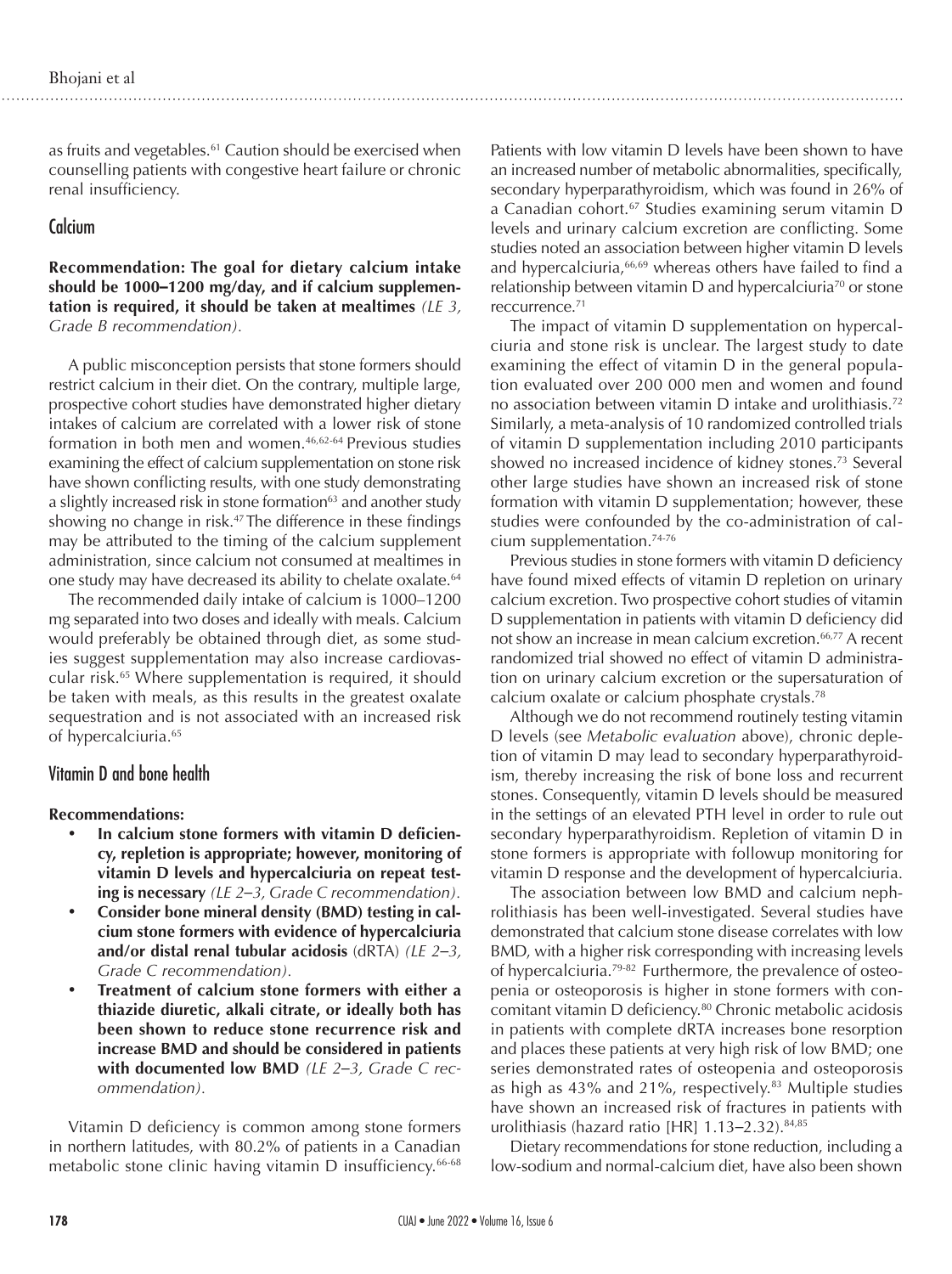as fruits and vegetables.[61] Caution should be exercised when counselling patients with congestive heart failure or chronic renal insufficiency.

## Calcium

**Recommendation: The goal for dietary calcium intake should be 1000–1200 mg/day, and if calcium supplementation is required, it should be taken at mealtimes** *(LE 3, Grade B recommendation).*

A public misconception persists that stone formers should restrict calcium in their diet. On the contrary, multiple large, prospective cohort studies have demonstrated higher dietary intakes of calcium are correlated with a lower risk of stone formation in both men and women.[46,62-64] Previous studies examining the effect of calcium supplementation on stone risk have shown conflicting results, with one study demonstrating a slightly increased risk in stone formation[63] and another study showing no change in risk.[47] The difference in these findings may be attributed to the timing of the calcium supplement administration, since calcium not consumed at mealtimes in one study may have decreased its ability to chelate oxalate.[64]

The recommended daily intake of calcium is 1000–1200 mg separated into two doses and ideally with meals. Calcium would preferably be obtained through diet, as some studies suggest supplementation may also increase cardiovascular risk.[65] Where supplementation is required, it should be taken with meals, as this results in the greatest oxalate sequestration and is not associated with an increased risk of hypercalciuria.[65]

## Vitamin D and bone health

**Recommendations:**

- **In calcium stone formers with vitamin D deficiency, repletion is appropriate; however, monitoring of vitamin D levels and hypercalciuria on repeat testing is necessary** *(LE 2–3, Grade C recommendation).*
- **Consider bone mineral density (BMD) testing in calcium stone formers with evidence of hypercalciuria and/or distal renal tubular acidosis** (dRTA) *(LE 2–3, Grade C recommendation).*
- **Treatment of calcium stone formers with either a thiazide diuretic, alkali citrate, or ideally both has been shown to reduce stone recurrence risk and increase BMD and should be considered in patients with documented low BMD** *(LE 2–3, Grade C recommendation).*

Vitamin D deficiency is common among stone formers in northern latitudes, with 80.2% of patients in a Canadian metabolic stone clinic having vitamin D insufficiency.[66-68] Patients with low vitamin D levels have been shown to have an increased number of metabolic abnormalities, specifically, secondary hyperparathyroidism, which was found in 26% of a Canadian cohort.[67] Studies examining serum vitamin D levels and urinary calcium excretion are conflicting. Some studies noted an association between higher vitamin D levels and hypercalciuria,[66,69] whereas others have failed to find a relationship between vitamin D and hypercalciuria[70] or stone reccurrence.[71]

The impact of vitamin D supplementation on hypercalciuria and stone risk is unclear. The largest study to date examining the effect of vitamin D in the general population evaluated over 200 000 men and women and found no association between vitamin D intake and urolithiasis.[72] Similarly, a meta-analysis of 10 randomized controlled trials of vitamin D supplementation including 2010 participants showed no increased incidence of kidney stones.[73] Several other large studies have shown an increased risk of stone formation with vitamin D supplementation; however, these studies were confounded by the co-administration of calcium supplementation.[74-76]

Previous studies in stone formers with vitamin D deficiency have found mixed effects of vitamin D repletion on urinary calcium excretion. Two prospective cohort studies of vitamin D supplementation in patients with vitamin D deficiency did not show an increase in mean calcium excretion.[66,77] A recent randomized trial showed no effect of vitamin D administration on urinary calcium excretion or the supersaturation of calcium oxalate or calcium phosphate crystals.[78]

Although we do not recommend routinely testing vitamin D levels (see *Metabolic evaluation* above), chronic depletion of vitamin D may lead to secondary hyperparathyroidism, thereby increasing the risk of bone loss and recurrent stones. Consequently, vitamin D levels should be measured in the settings of an elevated PTH level in order to rule out secondary hyperparathyroidism. Repletion of vitamin D in stone formers is appropriate with followup monitoring for vitamin D response and the development of hypercalciuria.

The association between low BMD and calcium nephrolithiasis has been well-investigated. Several studies have demonstrated that calcium stone disease correlates with low BMD, with a higher risk corresponding with increasing levels of hypercalciuria.[79-82] Furthermore, the prevalence of osteopenia or osteoporosis is higher in stone formers with concomitant vitamin D deficiency.[80] Chronic metabolic acidosis in patients with complete dRTA increases bone resorption and places these patients at very high risk of low BMD; one series demonstrated rates of osteopenia and osteoporosis as high as 43% and 21%, respectively.[83] Multiple studies have shown an increased risk of fractures in patients with urolithiasis (hazard ratio [HR] 1.13–2.32).[84,85]

Dietary recommendations for stone reduction, including a low-sodium and normal-calcium diet, have also been shown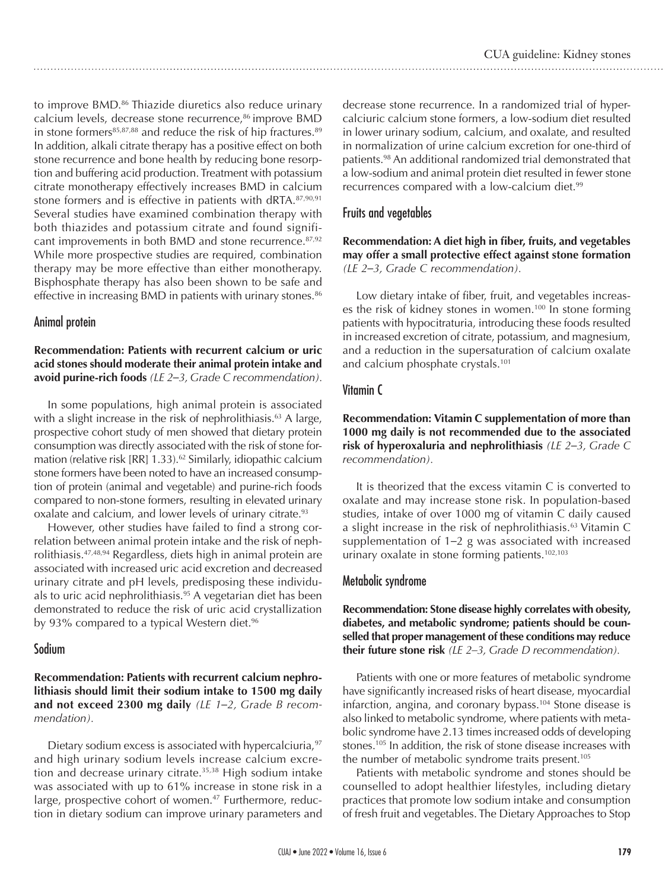to improve BMD.[86] Thiazide diuretics also reduce urinary calcium levels, decrease stone recurrence,[86] improve BMD in stone formers[85,87,88] and reduce the risk of hip fractures.[89] In addition, alkali citrate therapy has a positive effect on both stone recurrence and bone health by reducing bone resorption and buffering acid production. Treatment with potassium citrate monotherapy effectively increases BMD in calcium stone formers and is effective in patients with dRTA.[87,90,91] Several studies have examined combination therapy with both thiazides and potassium citrate and found significant improvements in both BMD and stone recurrence.[87,92] While more prospective studies are required, combination therapy may be more effective than either monotherapy. Bisphosphate therapy has also been shown to be safe and effective in increasing BMD in patients with urinary stones.[86]

## Animal protein

**Recommendation: Patients with recurrent calcium or uric acid stones should moderate their animal protein intake and avoid purine-rich foods** *(LE 2–3, Grade C recommendation).*

In some populations, high animal protein is associated with a slight increase in the risk of nephrolithiasis.[63] A large, prospective cohort study of men showed that dietary protein consumption was directly associated with the risk of stone formation (relative risk [RR] 1.33).[62] Similarly, idiopathic calcium stone formers have been noted to have an increased consumption of protein (animal and vegetable) and purine-rich foods compared to non-stone formers, resulting in elevated urinary oxalate and calcium, and lower levels of urinary citrate.[93]

However, other studies have failed to find a strong correlation between animal protein intake and the risk of nephrolithiasis.[47,48,94] Regardless, diets high in animal protein are associated with increased uric acid excretion and decreased urinary citrate and pH levels, predisposing these individuals to uric acid nephrolithiasis.[95] A vegetarian diet has been demonstrated to reduce the risk of uric acid crystallization by 93% compared to a typical Western diet.[96]

## Sodium

**Recommendation: Patients with recurrent calcium nephrolithiasis should limit their sodium intake to 1500 mg daily and not exceed 2300 mg daily** *(LE 1–2, Grade B recommendation).*

Dietary sodium excess is associated with hypercalciuria,[97] and high urinary sodium levels increase calcium excretion and decrease urinary citrate.[35,38] High sodium intake was associated with up to 61% increase in stone risk in a large, prospective cohort of women.[47] Furthermore, reduction in dietary sodium can improve urinary parameters and decrease stone recurrence. In a randomized trial of hypercalciuric calcium stone formers, a low-sodium diet resulted in lower urinary sodium, calcium, and oxalate, and resulted in normalization of urine calcium excretion for one-third of patients.[98] An additional randomized trial demonstrated that a low-sodium and animal protein diet resulted in fewer stone recurrences compared with a low-calcium diet.[99]

## Fruits and vegetables

**Recommendation: A diet high in fiber, fruits, and vegetables may offer a small protective effect against stone formation** *(LE 2–3, Grade C recommendation).*

Low dietary intake of fiber, fruit, and vegetables increases the risk of kidney stones in women.[100] In stone forming patients with hypocitraturia, introducing these foods resulted in increased excretion of citrate, potassium, and magnesium, and a reduction in the supersaturation of calcium oxalate and calcium phosphate crystals.[101]

## Vitamin C

**Recommendation: Vitamin C supplementation of more than 1000 mg daily is not recommended due to the associated risk of hyperoxaluria and nephrolithiasis** *(LE 2–3, Grade C recommendation).*

It is theorized that the excess vitamin C is converted to oxalate and may increase stone risk. In population-based studies, intake of over 1000 mg of vitamin C daily caused a slight increase in the risk of nephrolithiasis.[63] Vitamin C supplementation of 1–2 g was associated with increased urinary oxalate in stone forming patients.[102,103]

## Metabolic syndrome

**Recommendation: Stone disease highly correlates with obesity, diabetes, and metabolic syndrome; patients should be counselled that proper management of these conditions may reduce their future stone risk** *(LE 2–3, Grade D recommendation).*

Patients with one or more features of metabolic syndrome have significantly increased risks of heart disease, myocardial infarction, angina, and coronary bypass.[104] Stone disease is also linked to metabolic syndrome, where patients with metabolic syndrome have 2.13 times increased odds of developing stones.[105] In addition, the risk of stone disease increases with the number of metabolic syndrome traits present.[105]

Patients with metabolic syndrome and stones should be counselled to adopt healthier lifestyles, including dietary practices that promote low sodium intake and consumption of fresh fruit and vegetables. The Dietary Approaches to Stop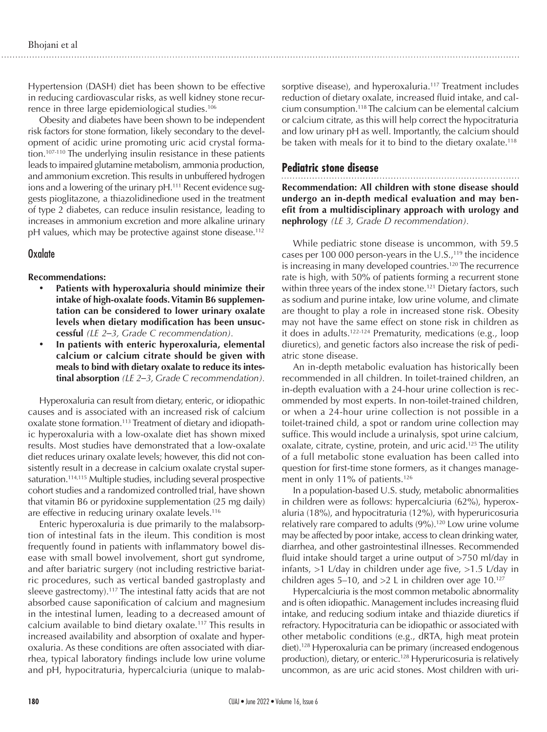Hypertension (DASH) diet has been shown to be effective in reducing cardiovascular risks, as well kidney stone recurrence in three large epidemiological studies.[106]

Obesity and diabetes have been shown to be independent risk factors for stone formation, likely secondary to the development of acidic urine promoting uric acid crystal formation.[107-110] The underlying insulin resistance in these patients leads to impaired glutamine metabolism, ammonia production, and ammonium excretion. This results in unbuffered hydrogen ions and a lowering of the urinary pH.[111] Recent evidence suggests pioglitazone, a thiazolidinedione used in the treatment of type 2 diabetes, can reduce insulin resistance, leading to increases in ammonium excretion and more alkaline urinary pH values, which may be protective against stone disease.[112]

### Oxalate

**Recommendations:**

- **Patients with hyperoxaluria should minimize their intake of high-oxalate foods. Vitamin B6 supplementation can be considered to lower urinary oxalate levels when dietary modification has been unsuccessful** *(LE 2–3, Grade C recommendation)*.
- **In patients with enteric hyperoxaluria, elemental calcium or calcium citrate should be given with meals to bind with dietary oxalate to reduce its intestinal absorption** *(LE 2–3, Grade C recommendation)*.

Hyperoxaluria can result from dietary, enteric, or idiopathic causes and is associated with an increased risk of calcium oxalate stone formation.[113] Treatment of dietary and idiopathic hyperoxaluria with a low-oxalate diet has shown mixed results. Most studies have demonstrated that a low-oxalate diet reduces urinary oxalate levels; however, this did not consistently result in a decrease in calcium oxalate crystal supersaturation.[114,115] Multiple studies, including several prospective cohort studies and a randomized controlled trial, have shown that vitamin B6 or pyridoxine supplementation (25 mg daily) are effective in reducing urinary oxalate levels.[116]

Enteric hyperoxaluria is due primarily to the malabsorption of intestinal fats in the ileum. This condition is most frequently found in patients with inflammatory bowel disease with small bowel involvement, short gut syndrome, and after bariatric surgery (not including restrictive bariatric procedures, such as vertical banded gastroplasty and sleeve gastrectomy).[117] The intestinal fatty acids that are not absorbed cause saponification of calcium and magnesium in the intestinal lumen, leading to a decreased amount of calcium available to bind dietary oxalate.[117] This results in increased availability and absorption of oxalate and hyperoxaluria. As these conditions are often associated with diarrhea, typical laboratory findings include low urine volume and pH, hypocitraturia, hypercalciuria (unique to malabsorptive disease), and hyperoxaluria.[117] Treatment includes reduction of dietary oxalate, increased fluid intake, and calcium consumption.[118] The calcium can be elemental calcium or calcium citrate, as this will help correct the hypocitraturia and low urinary pH as well. Importantly, the calcium should be taken with meals for it to bind to the dietary oxalate.[118]

## Pediatric stone disease

**Recommendation: All children with stone disease should undergo an in-depth medical evaluation and may benefit from a multidisciplinary approach with urology and nephrology** *(LE 3, Grade D recommendation)*.

While pediatric stone disease is uncommon, with 59.5 cases per 100 000 person-years in the U.S.,[119] the incidence is increasing in many developed countries.[120] The recurrence rate is high, with 50% of patients forming a recurrent stone within three years of the index stone.[121] Dietary factors, such as sodium and purine intake, low urine volume, and climate are thought to play a role in increased stone risk. Obesity may not have the same effect on stone risk in children as it does in adults.[122-124] Prematurity, medications (e.g., loop diuretics), and genetic factors also increase the risk of pediatric stone disease.

An in-depth metabolic evaluation has historically been recommended in all children. In toilet-trained children, an in-depth evaluation with a 24-hour urine collection is recommended by most experts. In non-toilet-trained children, or when a 24-hour urine collection is not possible in a toilet-trained child, a spot or random urine collection may suffice. This would include a urinalysis, spot urine calcium, oxalate, citrate, cystine, protein, and uric acid.[125] The utility of a full metabolic stone evaluation has been called into question for first-time stone formers, as it changes management in only 11% of patients.[126]

In a population-based U.S. study, metabolic abnormalities in children were as follows: hypercalciuria (62%), hyperoxaluria (18%), and hypocitraturia (12%), with hyperuricosuria relatively rare compared to adults (9%).[120] Low urine volume may be affected by poor intake, access to clean drinking water, diarrhea, and other gastrointestinal illnesses. Recommended fluid intake should target a urine output of >750 ml/day in infants, >1 L/day in children under age five, >1.5 L/day in children ages 5–10, and >2 L in children over age 10.[127]

Hypercalciuria is the most common metabolic abnormality and is often idiopathic. Management includes increasing fluid intake, and reducing sodium intake and thiazide diuretics if refractory. Hypocitraturia can be idiopathic or associated with other metabolic conditions (e.g., dRTA, high meat protein diet).[128] Hyperoxaluria can be primary (increased endogenous production), dietary, or enteric.[128] Hyperuricosuria is relatively uncommon, as are uric acid stones. Most children with uri-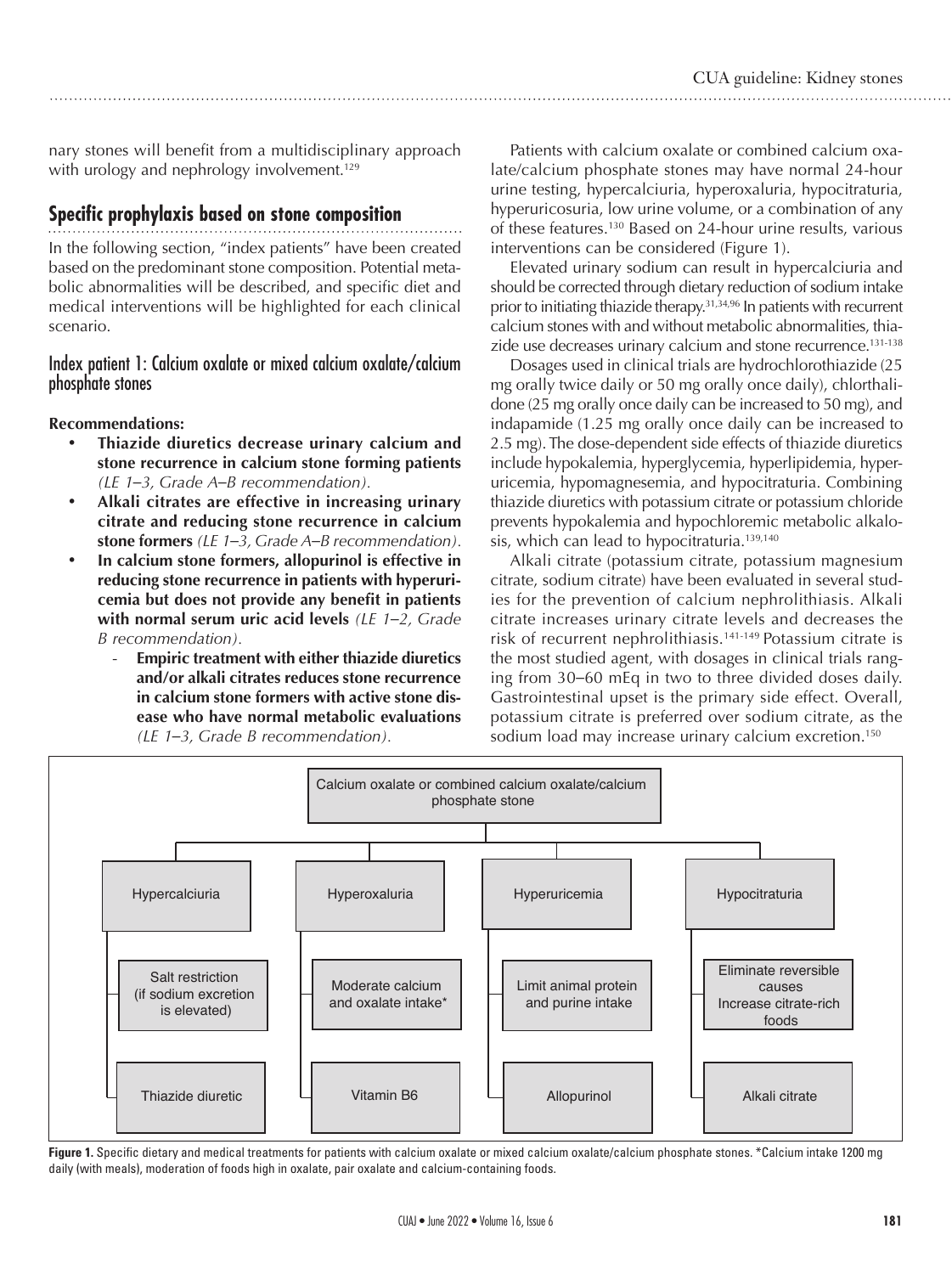nary stones will benefit from a multidisciplinary approach with urology and nephrology involvement.[129]

## Specific prophylaxis based on stone composition

In the following section, "index patients" have been created based on the predominant stone composition. Potential metabolic abnormalities will be described, and specific diet and medical interventions will be highlighted for each clinical scenario.

### Index patient 1: Calcium oxalate or mixed calcium oxalate/calcium phosphate stones

**Recommendations:**

- **Thiazide diuretics decrease urinary calcium and stone recurrence in calcium stone forming patients** *(LE 1–3, Grade A–B recommendation).*
- **Alkali citrates are effective in increasing urinary citrate and reducing stone recurrence in calcium stone formers** *(LE 1–3, Grade A–B recommendation).*
- **In calcium stone formers, allopurinol is effective in reducing stone recurrence in patients with hyperuricemia but does not provide any benefit in patients with normal serum uric acid levels** *(LE 1–2, Grade B recommendation).*
  - **Empiric treatment with either thiazide diuretics and/or alkali citrates reduces stone recurrence in calcium stone formers with active stone disease who have normal metabolic evaluations** *(LE 1–3, Grade B recommendation).*

Patients with calcium oxalate or combined calcium oxalate/calcium phosphate stones may have normal 24-hour urine testing, hypercalciuria, hyperoxaluria, hypocitraturia, hyperuricosuria, low urine volume, or a combination of any of these features.[130] Based on 24-hour urine results, various interventions can be considered (Figure 1).

Elevated urinary sodium can result in hypercalciuria and should be corrected through dietary reduction of sodium intake prior to initiating thiazide therapy.[31,34,96] In patients with recurrent calcium stones with and without metabolic abnormalities, thiazide use decreases urinary calcium and stone recurrence.[131-138]

Dosages used in clinical trials are hydrochlorothiazide (25 mg orally twice daily or 50 mg orally once daily), chlorthalidone (25 mg orally once daily can be increased to 50 mg), and indapamide (1.25 mg orally once daily can be increased to 2.5 mg). The dose-dependent side effects of thiazide diuretics include hypokalemia, hyperglycemia, hyperlipidemia, hyperuricemia, hypomagnesemia, and hypocitraturia. Combining thiazide diuretics with potassium citrate or potassium chloride prevents hypokalemia and hypochloremic metabolic alkalosis, which can lead to hypocitraturia.[139,140]

Alkali citrate (potassium citrate, potassium magnesium citrate, sodium citrate) have been evaluated in several studies for the prevention of calcium nephrolithiasis. Alkali citrate increases urinary citrate levels and decreases the risk of recurrent nephrolithiasis.[141-149] Potassium citrate is the most studied agent, with dosages in clinical trials ranging from 30–60 mEq in two to three divided doses daily. Gastrointestinal upset is the primary side effect. Overall, potassium citrate is preferred over sodium citrate, as the sodium load may increase urinary calcium excretion.[150]

Calcium oxalate or combined calcium oxalate/calcium phosphate stone

| Hypercalciuria | Hyperoxaluria | Hyperuricemia | Hypocitraturia |
|---|---|---|---|
| Salt restriction (if sodium excretion is elevated) | Moderate calcium and oxalate intake* | Limit animal protein and purine intake | Eliminate reversible causes; Increase citrate-rich foods |
| Thiazide diuretic | Vitamin B6 | Allopurinol | Alkali citrate |

**Figure 1.** Specific dietary and medical treatments for patients with calcium oxalate or mixed calcium oxalate/calcium phosphate stones. *Calcium intake 1200 mg daily (with meals), moderation of foods high in oxalate, pair oxalate and calcium-containing foods.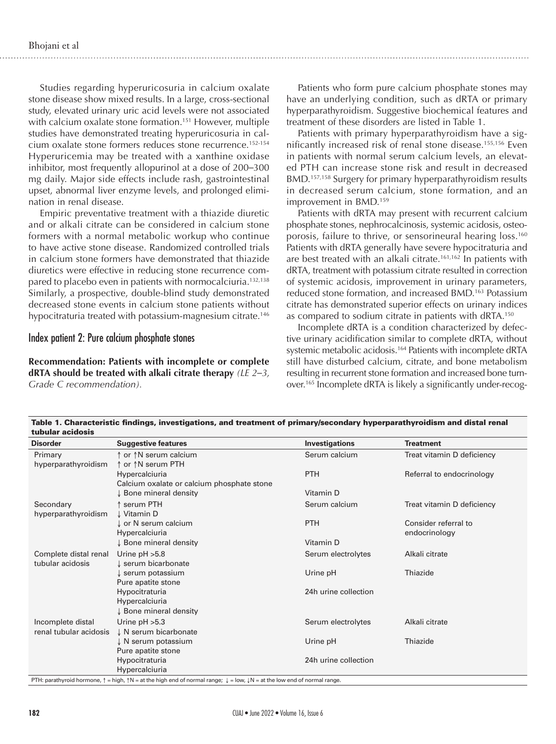Studies regarding hyperuricosuria in calcium oxalate stone disease show mixed results. In a large, cross-sectional study, elevated urinary uric acid levels were not associated with calcium oxalate stone formation.[151] However, multiple studies have demonstrated treating hyperuricosuria in calcium oxalate stone formers reduces stone recurrence.[152-154] Hyperuricemia may be treated with a xanthine oxidase inhibitor, most frequently allopurinol at a dose of 200–300 mg daily. Major side effects include rash, gastrointestinal upset, abnormal liver enzyme levels, and prolonged elimination in renal disease.

Empiric preventative treatment with a thiazide diuretic and or alkali citrate can be considered in calcium stone formers with a normal metabolic workup who continue to have active stone disease. Randomized controlled trials in calcium stone formers have demonstrated that thiazide diuretics were effective in reducing stone recurrence compared to placebo even in patients with normocalciuria.[132,138] Similarly, a prospective, double-blind study demonstrated decreased stone events in calcium stone patients without hypocitraturia treated with potassium-magnesium citrate.[146]

## Index patient 2: Pure calcium phosphate stones

**Recommendation: Patients with incomplete or complete dRTA should be treated with alkali citrate therapy** *(LE 2–3, Grade C recommendation).*

Patients who form pure calcium phosphate stones may have an underlying condition, such as dRTA or primary hyperparathyroidism. Suggestive biochemical features and treatment of these disorders are listed in Table 1.

Patients with primary hyperparathyroidism have a significantly increased risk of renal stone disease.[155,156] Even in patients with normal serum calcium levels, an elevated PTH can increase stone risk and result in decreased BMD.[157,158] Surgery for primary hyperparathyroidism results in decreased serum calcium, stone formation, and an improvement in BMD.[159]

Patients with dRTA may present with recurrent calcium phosphate stones, nephrocalcinosis, systemic acidosis, osteoporosis, failure to thrive, or sensorineural hearing loss.[160] Patients with dRTA generally have severe hypocitraturia and are best treated with an alkali citrate.[161,162] In patients with dRTA, treatment with potassium citrate resulted in correction of systemic acidosis, improvement in urinary parameters, reduced stone formation, and increased BMD.[163] Potassium citrate has demonstrated superior effects on urinary indices as compared to sodium citrate in patients with dRTA.[150]

Incomplete dRTA is a condition characterized by defective urinary acidification similar to complete dRTA, without systemic metabolic acidosis.[164] Patients with incomplete dRTA still have disturbed calcium, citrate, and bone metabolism resulting in recurrent stone formation and increased bone turnover.[165] Incomplete dRTA is likely a significantly under-recog-

**Table 1. Characteristic findings, investigations, and treatment of primary/secondary hyperparathyroidism and distal renal tubular acidosis**

| Disorder | Suggestive features | Investigations | Treatment |
|---|---|---|---|
| Primary hyperparathyroidism | ↑ or ↑N serum calcium<br>↑ or ↑N serum PTH<br>Hypercalciuria<br>Calcium oxalate or calcium phosphate stone<br>↓ Bone mineral density | Serum calcium<br>PTH<br>Vitamin D | Treat vitamin D deficiency<br>Referral to endocrinology |
| Secondary hyperparathyroidism | ↑ serum PTH<br>↓ Vitamin D<br>↓ or N serum calcium<br>Hypercalciuria<br>↓ Bone mineral density | Serum calcium<br>PTH<br>Vitamin D | Treat vitamin D deficiency<br>Consider referral to endocrinology |
| Complete distal renal tubular acidosis | Urine pH >5.8<br>↓ serum bicarbonate<br>↓ serum potassium<br>Pure apatite stone<br>Hypocitraturia<br>Hypercalciuria<br>↓ Bone mineral density | Serum electrolytes<br>Urine pH<br>24h urine collection | Alkali citrate<br>Thiazide |
| Incomplete distal renal tubular acidosis | Urine pH >5.3<br>↓ N serum bicarbonate<br>↓ N serum potassium<br>Pure apatite stone<br>Hypocitraturia<br>Hypercalciuria | Serum electrolytes<br>Urine pH<br>24h urine collection | Alkali citrate<br>Thiazide |

PTH: parathyroid hormone, ↑ = high, ↑N = at the high end of normal range; ↓ = low, ↓N = at the low end of normal range.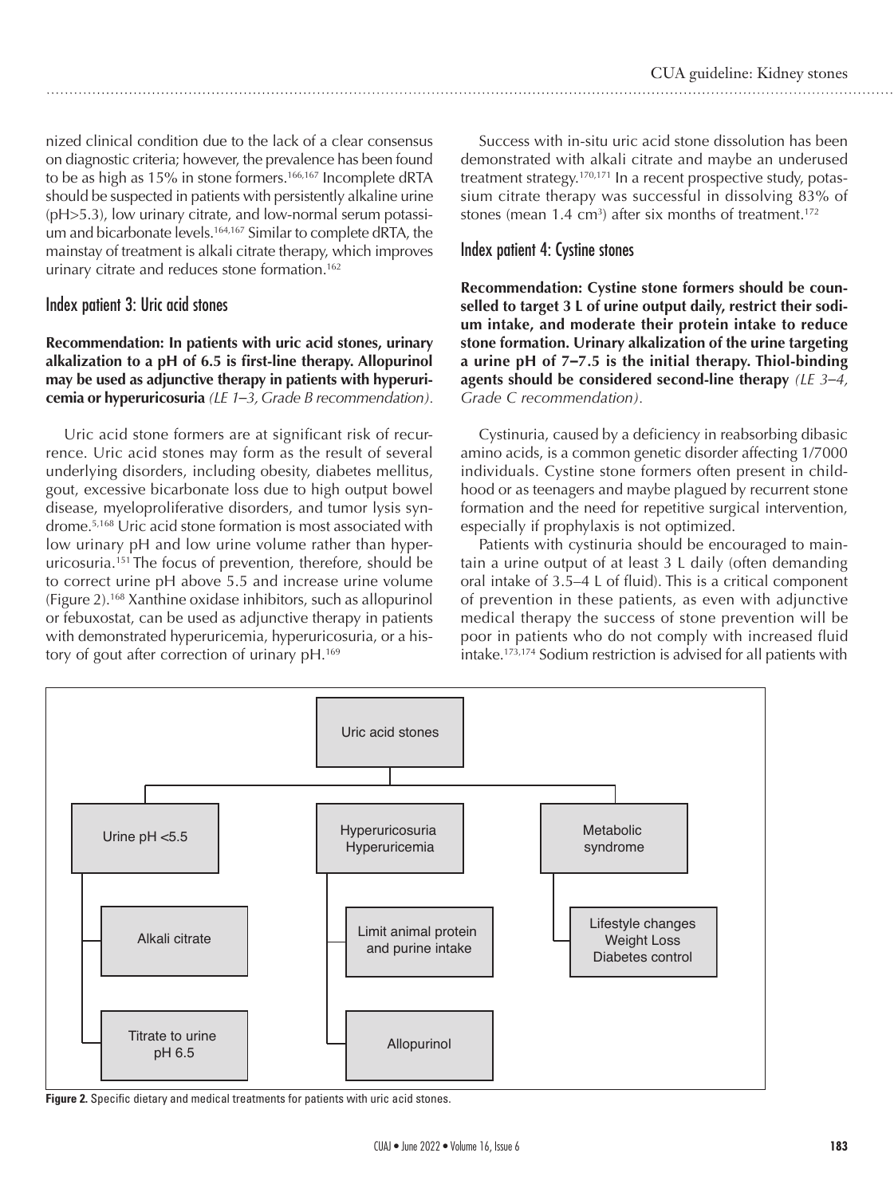nized clinical condition due to the lack of a clear consensus on diagnostic criteria; however, the prevalence has been found to be as high as 15% in stone formers.[166,167] Incomplete dRTA should be suspected in patients with persistently alkaline urine (pH>5.3), low urinary citrate, and low-normal serum potassium and bicarbonate levels.[164,167] Similar to complete dRTA, the mainstay of treatment is alkali citrate therapy, which improves urinary citrate and reduces stone formation.[162]

## Index patient 3: Uric acid stones

**Recommendation: In patients with uric acid stones, urinary alkalization to a pH of 6.5 is first-line therapy. Allopurinol may be used as adjunctive therapy in patients with hyperuricemia or hyperuricosuria** *(LE 1–3, Grade B recommendation).*

Uric acid stone formers are at significant risk of recurrence. Uric acid stones may form as the result of several underlying disorders, including obesity, diabetes mellitus, gout, excessive bicarbonate loss due to high output bowel disease, myeloproliferative disorders, and tumor lysis syndrome.[5,168] Uric acid stone formation is most associated with low urinary pH and low urine volume rather than hyperuricosuria.[151] The focus of prevention, therefore, should be to correct urine pH above 5.5 and increase urine volume (Figure 2).[168] Xanthine oxidase inhibitors, such as allopurinol or febuxostat, can be used as adjunctive therapy in patients with demonstrated hyperuricemia, hyperuricosuria, or a history of gout after correction of urinary pH.[169]

Success with in-situ uric acid stone dissolution has been demonstrated with alkali citrate and maybe an underused treatment strategy.[170,171] In a recent prospective study, potassium citrate therapy was successful in dissolving 83% of stones (mean 1.4 cm$^3$) after six months of treatment.[172]

## Index patient 4: Cystine stones

**Recommendation: Cystine stone formers should be counselled to target 3 L of urine output daily, restrict their sodium intake, and moderate their protein intake to reduce stone formation. Urinary alkalization of the urine targeting a urine pH of 7–7.5 is the initial therapy. Thiol-binding agents should be considered second-line therapy** *(LE 3–4, Grade C recommendation).*

Cystinuria, caused by a deficiency in reabsorbing dibasic amino acids, is a common genetic disorder affecting 1/7000 individuals. Cystine stone formers often present in childhood or as teenagers and maybe plagued by recurrent stone formation and the need for repetitive surgical intervention, especially if prophylaxis is not optimized.

Patients with cystinuria should be encouraged to maintain a urine output of at least 3 L daily (often demanding oral intake of 3.5–4 L of fluid). This is a critical component of prevention in these patients, as even with adjunctive medical therapy the success of stone prevention will be poor in patients who do not comply with increased fluid intake.[173,174] Sodium restriction is advised for all patients with

Uric acid stones
- Urine pH <5.5
  - Alkali citrate
  - Titrate to urine pH 6.5
- Hyperuricosuria Hyperuricemia
  - Limit animal protein and purine intake
  - Allopurinol
- Metabolic syndrome
  - Lifestyle changes Weight Loss Diabetes control

**Figure 2.** Specific dietary and medical treatments for patients with uric acid stones.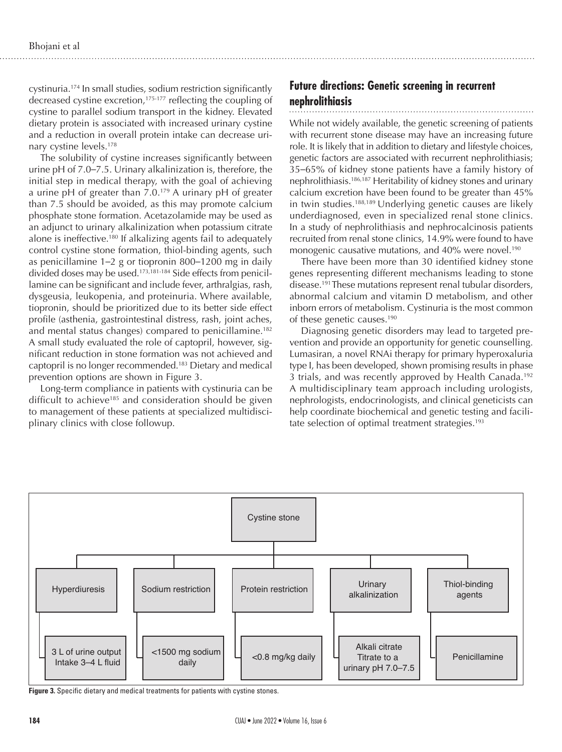cystinuria.[174] In small studies, sodium restriction significantly decreased cystine excretion,[175-177] reflecting the coupling of cystine to parallel sodium transport in the kidney. Elevated dietary protein is associated with increased urinary cystine and a reduction in overall protein intake can decrease urinary cystine levels.[178]

The solubility of cystine increases significantly between urine pH of 7.0–7.5. Urinary alkalinization is, therefore, the initial step in medical therapy, with the goal of achieving a urine pH of greater than 7.0.[179] A urinary pH of greater than 7.5 should be avoided, as this may promote calcium phosphate stone formation. Acetazolamide may be used as an adjunct to urinary alkalinization when potassium citrate alone is ineffective.[180] If alkalizing agents fail to adequately control cystine stone formation, thiol-binding agents, such as penicillamine 1–2 g or tiopronin 800–1200 mg in daily divided doses may be used.[173,181-184] Side effects from penicillamine can be significant and include fever, arthralgias, rash, dysgeusia, leukopenia, and proteinuria. Where available, tiopronin, should be prioritized due to its better side effect profile (asthenia, gastrointestinal distress, rash, joint aches, and mental status changes) compared to penicillamine.[182] A small study evaluated the role of captopril, however, significant reduction in stone formation was not achieved and captopril is no longer recommended.[183] Dietary and medical prevention options are shown in Figure 3.

Long-term compliance in patients with cystinuria can be difficult to achieve[185] and consideration should be given to management of these patients at specialized multidisciplinary clinics with close followup.

## Future directions: Genetic screening in recurrent nephrolithiasis

While not widely available, the genetic screening of patients with recurrent stone disease may have an increasing future role. It is likely that in addition to dietary and lifestyle choices, genetic factors are associated with recurrent nephrolithiasis; 35–65% of kidney stone patients have a family history of nephrolithiasis.[186,187] Heritability of kidney stones and urinary calcium excretion have been found to be greater than 45% in twin studies.[188,189] Underlying genetic causes are likely underdiagnosed, even in specialized renal stone clinics. In a study of nephrolithiasis and nephrocalcinosis patients recruited from renal stone clinics, 14.9% were found to have monogenic causative mutations, and 40% were novel.[190]

There have been more than 30 identified kidney stone genes representing different mechanisms leading to stone disease.[191] These mutations represent renal tubular disorders, abnormal calcium and vitamin D metabolism, and other inborn errors of metabolism. Cystinuria is the most common of these genetic causes.[190]

Diagnosing genetic disorders may lead to targeted prevention and provide an opportunity for genetic counselling. Lumasiran, a novel RNAi therapy for primary hyperoxaluria type I, has been developed, shown promising results in phase 3 trials, and was recently approved by Health Canada.[192] A multidisciplinary team approach including urologists, nephrologists, endocrinologists, and clinical geneticists can help coordinate biochemical and genetic testing and facilitate selection of optimal treatment strategies.[193]

Cystine stone

| Hyperdiuresis | Sodium restriction | Protein restriction | Urinary alkalinization | Thiol-binding agents |
| --- | --- | --- | --- | --- |
| 3 L of urine output Intake 3–4 L fluid | <1500 mg sodium daily | <0.8 mg/kg daily | Alkali citrate Titrate to a urinary pH 7.0–7.5 | Penicillamine |

**Figure 3.** Specific dietary and medical treatments for patients with cystine stones.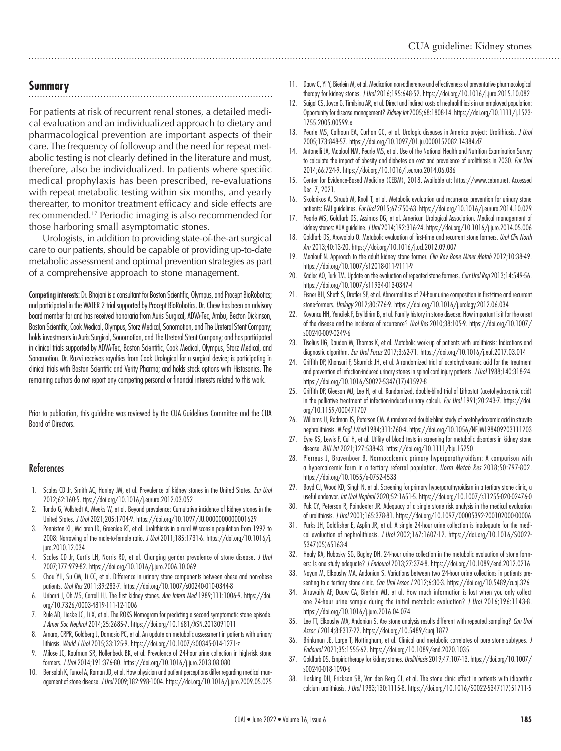## Summary

For patients at risk of recurrent renal stones, a detailed medical evaluation and an individualized approach to dietary and pharmacological prevention are important aspects of their care. The frequency of followup and the need for repeat metabolic testing is not clearly defined in the literature and must, therefore, also be individualized. In patients where specific medical prophylaxis has been prescribed, re-evaluations with repeat metabolic testing within six months, and yearly thereafter, to monitor treatment efficacy and side effects are recommended.[17] Periodic imaging is also recommended for those harboring small asymptomatic stones.

Urologists, in addition to providing state-of-the-art surgical care to our patients, should be capable of providing up-to-date metabolic assessment and optimal prevention strategies as part of a comprehensive approach to stone management.

**Competing interests:** Dr. Bhojani is a consultant for Boston Scientific, Olympus, and Procept BioRobotics; and participated in the WATER 2 trial supported by Procept BioRobotics. Dr. Chew has been an advisory board member for and has received honoraria from Auris Surgical, ADVA-Tec, Ambu, Becton Dickinson, Boston Scientific, Cook Medical, Olympus, Storz Medical, Sonomotion, and The Ureteral Stent Company; holds investments in Auris Surgical, Sonomotion, and The Ureteral Stent Company; and has participated in clinical trials supported by ADVA-Tec, Boston Scientific, Cook Medical, Olympus, Storz Medical, and Sonomotion. Dr. Razvi receives royalties from Cook Urological for a surgical device; is participating in clinical trials with Boston Scientific and Verity Pharma; and holds stock options with Histosonics. The remaining authors do not report any competing personal or financial interests related to this work.

Prior to publication, this guideline was reviewed by the CUA Guidelines Committee and the CUA Board of Directors.

## References

1. Scales CD Jr, Smith AC, Hanley JM, et al. Prevalence of kidney stones in the United States. *Eur Urol* 2012;62:160-5. ttps://doi.org/10.1016/j.eururo.2012.03.052
2. Tundo G, Vollstedt A, Meeks W, et al. Beyond prevalence: Cumulative incidence of kidney stones in the United States. *J Urol* 2021;205:1704-9. https://doi.org/10.1097/JU.0000000000001629
3. Penniston KL, McLaren ID, Greenlee RT, et al. Urolithiasis in a rural Wisconsin population from 1992 to 2008: Narrowing of the male-to-female ratio. *J Urol* 2011;185:1731-6. https://doi.org/10.1016/j.juro.2010.12.034
4. Scales CD Jr, Curtis LH, Norris RD, et al. Changing gender prevalence of stone disease. *J Urol* 2007;177:979-82. https://doi.org/10.1016/j.juro.2006.10.069
5. Chou YH, Su CM, Li CC, et al. Difference in urinary stone components between obese and non-obese patients. *Urol Res* 2011;39:283-7. https://doi.org/10.1007/s00240-010-0344-8
6. Uribarri J, Oh MS, Carroll HJ. The first kidney stones. *Ann Intern Med* 1989;111:1006-9. https://doi.org/10.7326/0003-4819-111-12-1006
7. Rule AD, Lieske JC, Li X, et al. The ROKS Nomogram for predicting a second symptomatic stone episode. *J Amer Soc Nephrol* 2014;25:2685-7. https://doi.org/10.1681/ASN.2013091011
8. Amaro, CRPR, Goldberg J, Damasio PC, et al. An update on metabolic assessment in patients with urinary lithiasis. *World J Urol* 2015;33:125-9. https://doi.org/10.1007/s00345-014-1271-z
9. Milose JC, Kaufman SR, Hollenbeck BK, et al. Prevalence of 24-hour urine collection in high-risk stone formers. *J Urol* 2014;191:376-80. https://doi.org/10.1016/j.juro.2013.08.080
10. Bensalah K, Tuncel A, Raman JD, et al. How physician and patient perceptions differ regarding medical management of stone disease. *J Urol* 2009;182:998-1004. https://doi.org/10.1016/j.juro.2009.05.025
11. Dauw C, Yi Y, Bierlein M, et al. Medication non-adherence and effectiveness of preventative pharmacological therapy for kidney stones. *J Urol* 2016;195:648-52. https://doi.org/10.1016/j.juro.2015.10.082
12. Saigal CS, Joyce G, Timilsina AR, et al. Direct and indirect costs of nephrolithiasis in an employed population: Opportunity for disease management? *Kidney Int* 2005;68:1808-14. https://doi.org/10.1111/j.1523-1755.2005.00599.x
13. Pearle MS, Calhoun EA, Curhan GC, et al. Urologic diseases in America project: Urolithiasis. *J Urol* 2005;173:848-57. https://doi.org/10.1097/01.ju.0000152082.14384.d7
14. Antonelli JA, Maalouf NM, Pearle MS, et al. Use of the National Health and Nutrition Examination Survey to calculate the impact of obesity and diabetes on cost and prevalence of urolithiasis in 2030. *Eur Urol* 2014;66:724-9. https://doi.org/10.1016/j.eururo.2014.06.036
15. Center for Evidence-Based Medicine (CEBM), 2018. Available at: https://www.cebm.net. Accessed Dec. 7, 2021.
16. Skolarikos A, Straub M, Knoll T, et al. Metabolic evaluation and recurrence prevention for urinary stone patients: EAU guidelines. *Eur Urol* 2015;67:750-63. https://doi.org/10.1016/j.eururo.2014.10.029
17. Pearle MS, Goldfarb DS, Assimos DG, et al. American Urological Association. Medical management of kidney stones: AUA guideline. *J Urol* 2014;192:316-24. https://doi.org/10.1016/j.juro.2014.05.006
18. Goldfarb DS, Arowojolu O. Metabolic evaluation of first-time and recurrent stone formers. *Urol Clin North Am* 2013;40:13-20. https://doi.org/10.1016/j.ucl.2012.09.007
19. Maalouf N. Approach to the adult kidney stone former. *Clin Rev Bone Miner Metab* 2012;10:38-49. https://doi.org/10.1007/s12018-011-9111-9
20. Kadlec AO, Turk TM. Update on the evaluation of repeated stone formers. *Curr Urol Rep* 2013;14:549-56. https://doi.org/10.1007/s11934-013-0347-4
21. Eisner BH, Sheth S, Dretler SP, et al. Abnormalities of 24-hour urine composition in first-time and recurrent stone-formers. *Urology* 2012;80:776-9. https://doi.org/10.1016/j.urology.2012.06.034
22. Koyuncu HH, Yencilek F, Eryildirim B, et al. Family history in stone disease: How important is it for the onset of the disease and the incidence of recurrence? *Urol Res* 2010;38:105-9. https://doi.org/10.1007/s00240-009-0249-6
23. Tiselius HG, Daudon M, Thomas K, et al. Metabolic work-up of patients with urolithiasis: Indications and diagnostic algorithm. *Eur Urol Focus* 2017;3:62-71. https://doi.org/10.1016/j.euf.2017.03.014
24. Griffith DP, Khonsari F, Skurnick JH, et al. A randomized trial of acetohydroxamic acid for the treatment and prevention of infection-induced urinary stones in spinal cord injury patients. *J Urol* 1988;140:318-24. https://doi.org/10.1016/S0022-5347(17)41592-8
25. Griffith DP, Gleeson MJ, Lee H, et al. Randomized, double-blind trial of Lithostat (acetohydroxamic acid) in the palliative treatment of infection-induced urinary calculi. *Eur Urol* 1991;20:243-7. https://doi.org/10.1159/000471707
26. Williams JJ, Rodman JS, Peterson CM. A randomized double-blind study of acetohydroxamic acid in struvite nephrolithiasis. *N Engl J Med* 1984;311:760-4. https://doi.org/10.1056/NEJM198409203111203
27. Eyre KS, Lewis F, Cui H, et al. Utility of blood tests in screening for metabolic disorders in kidney stone disease. *BJU Int* 2021;127:538-43. https://doi.org/10.1111/bju.15250
28. Pierreux J, Bravenboer B. Normocalcemic primary hyperparathyroidism: A comparison with a hypercalcemic form in a tertiary referral population. *Horm Metab Res* 2018;50:797-802. https://doi.org/10.1055/a-0752-4533
29. Boyd CJ, Wood KD, Singh N, et al. Screening for primary hyperparathyroidism in a tertiary stone clinic, a useful endeavor. *Int Urol Nephrol* 2020;52:1651-5. https://doi.org/10.1007/s11255-020-02476-0
30. Pak CY, Peterson R, Poindexter JR. Adequacy of a single stone risk analysis in the medical evaluation of urolithiasis. *J Urol* 2001;165:378-81. https://doi.org/10.1097/00005392-200102000-00006
31. Parks JH, Goldfisher E, Asplin JR, et al. A single 24-hour urine collection is inadequate for the medical evaluation of nephrolithiasis. *J Urol* 2002;167:1607-12. https://doi.org/10.1016/S0022-5347(05)65163-4
32. Healy KA, Hubosky SG, Bagley DH. 24-hour urine collection in the metabolic evaluation of stone formers: Is one study adequate? *J Endourol* 2013;27:374-8. https://doi.org/10.1089/end.2012.0216
33. Nayan M, Elkoushy MA, Andonian S. Variations between two 24-hour urine collections in patients presenting to a tertiary stone clinic. *Can Urol Assoc J* 2012;6:30-3. https://doi.org/10.5489/cuaj.326
34. Alruwaily AF, Dauw CA, Bierlein MJ, et al. How much information is lost when you only collect one 24-hour urine sample during the initial metabolic evaluation? *J Urol* 2016;196:1143-8. https://doi.org/10.1016/j.juro.2016.04.074
35. Lee TT, Elkoushy MA, Andonian S. Are stone analysis results different with repeated sampling? *Can Urol Assoc J* 2014;8:E317-22. https://doi.org/10.5489/cuaj.1872
36. Brinkman JE, Large T, Nottingham, et al. Clinical and metabolic correlates of pure stone subtypes. *J Endourol* 2021;35:1555-62. https://doi.org/10.1089/end.2020.1035
37. Goldfarb DS. Empiric therapy for kidney stones. *Urolithiasis* 2019;47:107-13. https://doi.org/10.1007/s00240-018-1090-6
38. Hosking DH, Erickson SB, Van den Berg CJ, et al. The stone clinic effect in patients with idiopathic calcium urolithiasis. *J Urol* 1983;130:1115-8. https://doi.org/10.1016/S0022-5347(17)51711-5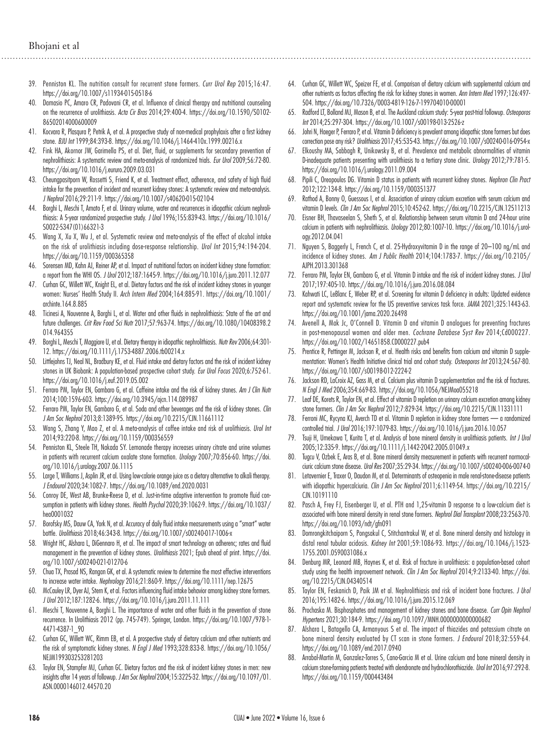39. Penniston KL. The nutrition consult for recurrent stone formers. *Curr Urol Rep* 2015;16:47. https://doi.org/10.1007/s11934-015-0518-6
40. Damasio PC, Amaro CR, Padovani CR, et al. Influence of clinical therapy and nutritional counseling on the recurrence of urolithiasis. *Acta Cir Bras* 2014;29:400-4. https://doi.org/10.1590/S0102-86502014000600009
41. Kocvara R, Plasqura P, Petrik A, et al. A prospective study of non-medical prophylaxis after a first kidney stone. *BJU Int* 1999;84:393-8. https://doi.org/10.1046/j.1464-410x.1999.00216.x
42. Fink HA, Akornor JW, Garimella PS, et al. Diet, fluid, or supplements for secondary prevention of nephrolithiasis: A systematic review and meta-analysis of randomized trials. *Eur Urol* 2009;56:72-80. https://doi.org/10.1016/j.eururo.2009.03.031
43. Cheungpasitporn W, Rossetti S, Friend K, et al. Treatment effect, adherence, and safety of high fluid intake for the prevention of incident and recurrent kidney stones: A systematic review and meta-analysis. *J Nephrol* 2016;29:211-9. https://doi.org/10.1007/s40620-015-0210-4
44. Borghi L, Meschi T, Amato F, et al. Urinary volume, water and recurrences in idiopathic calcium nephrolithiasis: A 5-year randomized prospective study. *J Urol* 1996;155:839-43. https://doi.org/10.1016/S0022-5347(01)66321-3
45. Wang X, Xu X, Wu J, et al. Systematic review and meta-analysis of the effect of alcohol intake on the risk of urolithiasis including dose-response relationship. *Urol Int* 2015;94:194-204. https://doi.org/10.1159/000365358
46. Sorensen MD, Kahn AJ, Reiner AP, et al. Impact of nutritional factors on incident kidney stone formation: a report from the WHI OS. *J Urol* 2012;187:1645-9. https://doi.org/10.1016/j.juro.2011.12.077
47. Curhan GC, Willett WC, Knight EL, et al. Dietary factors and the risk of incident kidney stones in younger women: Nurses' Health Study II. *Arch Intern Med* 2004;164:885-91. https://doi.org/10.1001/archinte.164.8.885
48. Ticinesi A, Nouvenne A, Borghi L, et al. Water and other fluids in nephrolithiasis: State of the art and future challenges. *Crit Rev Food Sci Nutr* 2017;57:963-74. https://doi.org/10.1080/10408398.2014.964355
49. Borghi L, Meschi T, Maggiore U, et al. Dietary therapy in idiopathic nephrolithiasis. *Nutr Rev* 2006;64:301-12. https://doi.org/10.1111/j.1753-4887.2006.tb00214.x
50. Littlejohns TJ, Neal NL, Bradbury KE, et al. Fluid intake and dietary factors and the risk of incident kidney stones in UK Biobank: A population-based prospective cohort study. *Eur Urol Focus* 2020;6:752-61. https://doi.org/10.1016/j.euf.2019.05.002
51. Ferraro PM, Taylor EN, Gambaro G, et al. Caffeine intake and the risk of kidney stones. *Am J Clin Nutr* 2014;100:1596-603. https://doi.org/10.3945/ajcn.114.089987
52. Ferraro PM, Taylor EN, Gambaro G, et al. Soda and other beverages and the risk of kidney stones. *Clin J Am Soc Nephrol* 2013;8:1389-95. https://doi.org/10.2215/CJN.11661112
53. Wang S, Zhang Y, Mao Z, et al. A meta-analysis of coffee intake and risk of urolithiasis. *Urol Int* 2014;93:220-8. https://doi.org/10.1159/000356559
54. Penniston KL, Steele TH, Nakada SY. Lemonade therapy increases urinary citrate and urine volumes in patients with recurrent calcium oxalate stone formation. *Urology* 2007;70:856-60. https://doi.org/10.1016/j.urology.2007.06.1115
55. Large T, Williams J, Asplin JR, et al. Using low-calorie orange juice as a dietary alternative to alkali therapy. *J Endourol* 2020;34:1082-7. https://doi.org/10.1089/end.2020.0031
56. Conroy DE, West AB, Brunke-Reese D, et al. Just-in-time adaptive intervention to promote fluid consumption in patients with kidney stones. *Health Psychol* 2020;39:1062-9. https://doi.org/10.1037/hea0001032
57. Borofsky MS, Dauw CA, York N, et al. Accuracy of daily fluid intake measurements using a "smart" water bottle. *Urolithiasis* 2018;46:343-8. https://doi.org/10.1007/s00240-017-1006-x
58. Wright HC, Alshara L, DiGennaro H, et al. The impact of smart technology on adherence; rates and fluid management in the prevention of kidney stones. *Urolithiasis* 2021; Epub ahead of print. https://doi.org/10.1007/s00240-021-01270-6
59. Chua TX, Prasad NS, Rangan GK, et al. A systematic review to determine the most effective interventions to increase water intake. *Nephrology* 2016;21:860-9. https://doi.org/10.1111/nep.12675
60. McCauley LR, Dyer AJ, Stern K, et al. Factors influencing fluid intake behavior among kidney stone formers. *J Urol* 2012;187:1282-6. https://doi.org/10.1016/j.juro.2011.11.111
61. Meschi T, Nouvenne A, Borghi L. The importance of water and other fluids in the prevention of stone recurrence. In Urolithiasis 2012 (pp. 745-749). Springer, London. https://doi.org/10.1007/978-1-4471-4387-1_90
62. Curhan GC, Willett WC, Rimm EB, et al. A prospective study of dietary calcium and other nutrients and the risk of symptomatic kidney stones. *N Engl J Med* 1993;328:833-8. https://doi.org/10.1056/NEJM199303253281203
63. Taylor EN, Stampfer MJ, Curhan GC. Dietary factors and the risk of incident kidney stones in men: new insights after 14 years of followup. *J Am Soc Nephrol* 2004;15:3225-32. https://doi.org/10.1097/01.ASN.0000146012.44570.20
64. Curhan GC, Willett WC, Speizer FE, et al. Comparison of dietary calcium with supplemental calcium and other nutrients as factors affecting the risk for kidney stones in women. *Ann Intern Med* 1997;126:497-504. https://doi.org/10.7326/0003-4819-126-7-199704010-00001
65. Radford LT, Bolland MJ, Mason B, et al. The Auckland calcium study: 5-year post-trial followup. *Osteoporos Int* 2014;25:297-304. https://doi.org/10.1007/s00198-013-2526-z
66. Johri N, Haeger P, Ferraro P, et al. Vitamin D deficiency is prevalent among idiopathic stone formers but does correction pose any risk? *Urolithiasis* 2017;45:535-43. https://doi.org/10.1007/s00240-016-0954-x
67. Elkoushy MA, Sabbagh R, Unikowsky B, et al. Prevalence and metabolic abnormalities of vitamin D-inadequate patients presenting with urolithiasis to a tertiary stone clinic. *Urology* 2012;79:781-5. https://doi.org/10.1016/j.urology.2011.09.004
68. Pipili C, Oreopoulos DG. Vitamin D status in patients with recurrent kidney stones. *Nephron Clin Pract* 2012;122:134-8. https://doi.org/10.1159/000351377
69. Rathod A, Bonny O, Guessous I, et al. Association of urinary calcium excretion with serum calcium and vitamin D levels. *Clin J Am Soc Nephrol* 2015;10:452-62. https://doi.org/10.2215/CJN.12511213
70. Eisner BH, Thavaseelan S, Sheth S, et al. Relationship between serum vitamin D and 24-hour urine calcium in patients with nephrolithiasis. *Urology* 2012;80:1007-10. https://doi.org/10.1016/j.urology.2012.04.041
71. Nguyen S, Baggerly L, French C, et al. 25-Hydroxyvitamin D in the range of 20–100 ng/mL and incidence of kidney stones. *Am J Public Health* 2014;104:1783-7. https://doi.org/10.2105/AJPH.2013.301368
72. Ferraro PM, Taylor EN, Gambaro G, et al. Vitamin D intake and the risk of incident kidney stones. *J Urol* 2017;197:405-10. https://doi.org/10.1016/j.juro.2016.08.084
73. Kahwati LC, LeBlanc E, Weber RP, et al. Screening for vitamin D deficiency in adults: Updated evidence report and systematic review for the US preventive services task force. *JAMA* 2021;325:1443-63. https://doi.org/10.1001/jama.2020.26498
74. Avenell A, Mak Jc, O'Connell D. Vitamin D and vitamin D analogues for preventing fractures in post-menopausal women and older men. *Cochrane Database Syst Rev* 2014;Cd000227. https://doi.org/10.1002/14651858.CD000227.pub4
75. Prentice R, Pettinger M, Jackson R, et al. Health risks and benefits from calcium and vitamin D supplementation: Women's Health Initiative clinical trial and cohort study. *Osteoporos Int* 2013;24:567-80. https://doi.org/10.1007/s00198-012-2224-2
76. Jackson RD, LaCroix AZ, Gass M, et al. Calcium plus vitamin D supplementation and the risk of fractures. *N Engl J Med* 2006;354:669-83. https://doi.org/10.1056/NEJMoa055218
77. Leaf DE, Korets R, Taylor EN, et al. Effect of vitamin D repletion on urinary calcium excretion among kidney stone formers. *Clin J Am Soc Nephrol* 2012;7:829-34. https://doi.org/10.2215/CJN.11331111
78. Ferroni MC, Rycyna KJ, Averch TD et al. Vitamin D repletion in kidney stone formers — a randomized controlled trial. *J Urol* 2016;197:1079-83. https://doi.org/10.1016/j.juro.2016.10.057
79. Tsuji H, Umekawa T, Kurita T, et al. Analysis of bone mineral density in urolithiasis patients. *Int J Urol* 2005;12:335-9. https://doi.org/10.1111/j.1442-2042.2005.01049.x
80. Tugcu V, Ozbek E, Aras B, et al. Bone mineral density measurement in patients with recurrent normocalciuric calcium stone disease. *Urol Res* 2007;35:29-34. https://doi.org/10.1007/s00240-006-0074-0
81. Letavernier E, Traxer O, Daudon M, et al. Determinants of osteopenia in male renal-stone-disease patients with idiopathic hypercalciuria. *Clin J Am Soc Nephrol* 2011;6:1149-54. https://doi.org/10.2215/CJN.10191110
82. Pasch A, Frey FJ, Eisenberger U, et al. PTH and 1,25-vitamin D response to a low-calcium diet is associated with bone mineral density in renal stone formers. *Nephrol Dial Transplant* 2008;23:2563-70. https://doi.org/10.1093/ndt/gfn091
83. Domrongkitchaiporn S, Pongsakul C, Stitchantrakul W, et al. Bone mineral density and histology in distal renal tubular acidosis. *Kidney Int* 2001;59:1086-93. https://doi.org/10.1046/j.1523-1755.2001.0590031086.x
84. Denburg MR, Leonard MB, Haynes K, et al. Risk of fracture in urolithiasis: a population-based cohort study using the health improvement network. *Clin J Am Soc Nephrol* 2014;9:2133-40. https://doi.org/10.2215/CJN.04340514
85. Taylor EN, Feskanich D, Paik JM et al. Nephrolithiasis and risk of incident bone fractures. *J Urol* 2016;195:1482-6. https://doi.org/10.1016/j.juro.2015.12.069
86. Prochaska M. Bisphosphates and management of kidney stones and bone disease. *Curr Opin Nephrol Hypertens* 2021;30:184-9. https://doi.org/10.1097/MNH.0000000000000682
87. Alshara L, Batagello CA, Armanyous S et al. The impact of thiazides and potassium citrate on bone mineral density evaluated by CT scan in stone formers. *J Endourol* 2018;32:559-64. https://doi.org/10.1089/end.2017.0940
88. Arrabal-Martin M, Gonzalez-Torres S, Cano-Garcia M et al. Urine calcium and bone mineral density in calcium stone-forming patients treated with alendronate and hydrochlorothiazide. *Urol Int* 2016;97:292-8. https://doi.org/10.1159/000443484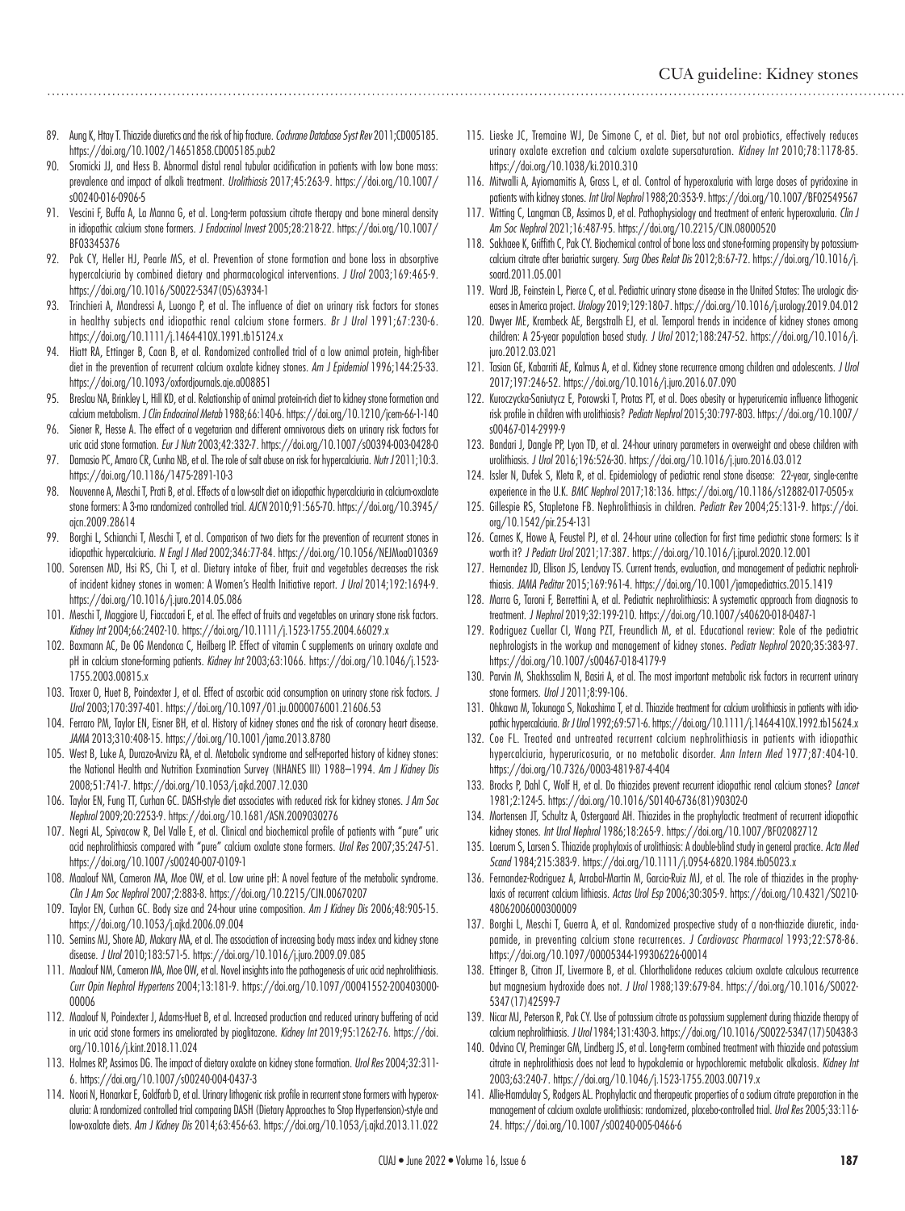89. Aung K, Htay T. Thiazide diuretics and the risk of hip fracture. *Cochrane Database Syst Rev* 2011;CD005185. https://doi.org/10.1002/14651858.CD005185.pub2
90. Sromicki JJ, and Hess B. Abnormal distal renal tubular acidification in patients with low bone mass: prevalence and impact of alkali treatment. *Urolithiasis* 2017;45:263-9. https://doi.org/10.1007/s00240-016-0906-5
91. Vescini F, Buffa A, La Manna G, et al. Long-term potassium citrate therapy and bone mineral density in idiopathic calcium stone formers. *J Endocrinol Invest* 2005;28:218-22. https://doi.org/10.1007/BF03345376
92. Pak CY, Heller HJ, Pearle MS, et al. Prevention of stone formation and bone loss in absorptive hypercalciuria by combined dietary and pharmacological interventions. *J Urol* 2003;169:465-9. https://doi.org/10.1016/S0022-5347(05)63934-1
93. Trinchieri A, Mandressi A, Luongo P, et al. The influence of diet on urinary risk factors for stones in healthy subjects and idiopathic renal calcium stone formers. *Br J Urol* 1991;67:230-6. https://doi.org/10.1111/j.1464-410X.1991.tb15124.x
94. Hiatt RA, Ettinger B, Caan B, et al. Randomized controlled trial of a low animal protein, high-fiber diet in the prevention of recurrent calcium oxalate kidney stones. *Am J Epidemiol* 1996;144:25-33. https://doi.org/10.1093/oxfordjournals.aje.a008851
95. Breslau NA, Brinkley L, Hill KD, et al. Relationship of animal protein-rich diet to kidney stone formation and calcium metabolism. *J Clin Endocrinol Metab* 1988;66:140-6. https://doi.org/10.1210/jcem-66-1-140
96. Siener R, Hesse A. The effect of a vegetarian and different omnivorous diets on urinary risk factors for uric acid stone formation. *Eur J Nutr* 2003;42:332-7. https://doi.org/10.1007/s00394-003-0428-0
97. Damasio PC, Amaro CR, Cunha NB, et al. The role of salt abuse on risk for hypercalciuria. *Nutr J* 2011;10:3. https://doi.org/10.1186/1475-2891-10-3
98. Nouvenne A, Meschi T, Prati B, et al. Effects of a low-salt diet on idiopathic hypercalciuria in calcium-oxalate stone formers: A 3-mo randomized controlled trial. *AJCN* 2010;91:565-70. https://doi.org/10.3945/ajcn.2009.28614
99. Borghi L, Schianchi T, Meschi T, et al. Comparison of two diets for the prevention of recurrent stones in idiopathic hypercalciuria. *N Engl J Med* 2002;346:77-84. https://doi.org/10.1056/NEJMoa010369
100. Sorensen MD, Hsi RS, Chi T, et al. Dietary intake of fiber, fruit and vegetables decreases the risk of incident kidney stones in women: A Women's Health Initiative report. *J Urol* 2014;192:1694-9. https://doi.org/10.1016/j.juro.2014.05.086
101. Meschi T, Maggiore U, Fiaccadori E, et al. The effect of fruits and vegetables on urinary stone risk factors. *Kidney Int* 2004;66:2402-10. https://doi.org/10.1111/j.1523-1755.2004.66029.x
102. Baxmann AC, De OG Mendonca C, Heilberg IP. Effect of vitamin C supplements on urinary oxalate and pH in calcium stone-forming patients. *Kidney Int* 2003;63:1066. https://doi.org/10.1046/j.1523-1755.2003.00815.x
103. Traxer O, Huet B, Poindexter J, et al. Effect of ascorbic acid consumption on urinary stone risk factors. *J Urol* 2003;170:397-401. https://doi.org/10.1097/01.ju.0000076001.21606.53
104. Ferraro PM, Taylor EN, Eisner BH, et al. History of kidney stones and the risk of coronary heart disease. *JAMA* 2013;310:408-15. https://doi.org/10.1001/jama.2013.8780
105. West B, Luke A, Durazo-Arvizu RA, et al. Metabolic syndrome and self-reported history of kidney stones: the National Health and Nutrition Examination Survey (NHANES III) 1988–1994. *Am J Kidney Dis* 2008;51:741-7. https://doi.org/10.1053/j.ajkd.2007.12.030
106. Taylor EN, Fung TT, Curhan GC. DASH-style diet associates with reduced risk for kidney stones. *J Am Soc Nephrol* 2009;20:2253-9. https://doi.org/10.1681/ASN.2009030276
107. Negri AL, Spivacow R, Del Valle E, et al. Clinical and biochemical profile of patients with "pure" uric acid nephrolithiasis compared with "pure" calcium oxalate stone formers. *Urol Res* 2007;35:247-51. https://doi.org/10.1007/s00240-007-0109-1
108. Maalouf NM, Cameron MA, Moe OW, et al. Low urine pH: A novel feature of the metabolic syndrome. *Clin J Am Soc Nephrol* 2007;2:883-8. https://doi.org/10.2215/CJN.00670207
109. Taylor EN, Curhan GC. Body size and 24-hour urine composition. *Am J Kidney Dis* 2006;48:905-15. https://doi.org/10.1053/j.ajkd.2006.09.004
110. Semins MJ, Shore AD, Makary MA, et al. The association of increasing body mass index and kidney stone disease. *J Urol* 2010;183:571-5. https://doi.org/10.1016/j.juro.2009.09.085
111. Maalouf NM, Cameron MA, Moe OW, et al. Novel insights into the pathogenesis of uric acid nephrolithiasis. *Curr Opin Nephrol Hypertens* 2004;13:181-9. https://doi.org/10.1097/00041552-200403000-00006
112. Maalouf N, Poindexter J, Adams-Huet B, et al. Increased production and reduced urinary buffering of acid in uric acid stone formers ins ameliorated by pioglitazone. *Kidney Int* 2019;95:1262-76. https://doi.org/10.1016/j.kint.2018.11.024
113. Holmes RP, Assimos DG. The impact of dietary oxalate on kidney stone formation. *Urol Res* 2004;32:311-6. https://doi.org/10.1007/s00240-004-0437-3
114. Noori N, Honarkar E, Goldfarb D, et al. Urinary lithogenic risk profile in recurrent stone formers with hyperoxaluria: A randomized controlled trial comparing DASH (Dietary Approaches to Stop Hypertension)-style and low-oxalate diets. *Am J Kidney Dis* 2014;63:456-63. https://doi.org/10.1053/j.ajkd.2013.11.022
115. Lieske JC, Tremaine WJ, De Simone C, et al. Diet, but not oral probiotics, effectively reduces urinary oxalate excretion and calcium oxalate supersaturation. *Kidney Int* 2010;78:1178-85. https://doi.org/10.1038/ki.2010.310
116. Mitwalli A, Ayiomamitis A, Grass L, et al. Control of hyperoxaluria with large doses of pyridoxine in patients with kidney stones. *Int Urol Nephrol* 1988;20:353-9. https://doi.org/10.1007/BF02549567
117. Witting C, Langman CB, Assimos D, et al. Pathophysiology and treatment of enteric hyperoxaluria. *Clin J Am Soc Nephrol* 2021;16:487-95. https://doi.org/10.2215/CJN.08000520
118. Sakhaee K, Griffith C, Pak CY. Biochemical control of bone loss and stone-forming propensity by potassium-calcium citrate after bariatric surgery. *Surg Obes Relat Dis* 2012;8:67-72. https://doi.org/10.1016/j.soard.2011.05.001
119. Ward JB, Feinstein L, Pierce C, et al. Pediatric urinary stone disease in the United States: The urologic diseases in America project. *Urology* 2019;129:180-7. https://doi.org/10.1016/j.urology.2019.04.012
120. Dwyer ME, Krambeck AE, Bergstralh EJ, et al. Temporal trends in incidence of kidney stones among children: A 25-year population based study. *J Urol* 2012;188:247-52. https://doi.org/10.1016/j.juro.2012.03.021
121. Tasian GE, Kabarriti AE, Kalmus A, et al. Kidney stone recurrence among children and adolescents. *J Urol* 2017;197:246-52. https://doi.org/10.1016/j.juro.2016.07.090
122. Kuroczycka-Saniutycz E, Porowski T, Protas PT, et al. Does obesity or hyperuricemia influence lithogenic risk profile in children with urolithiasis? *Pediatr Nephrol* 2015;30:797-803. https://doi.org/10.1007/s00467-014-2999-9
123. Bandari J, Dangle PP, Lyon TD, et al. 24-hour urinary parameters in overweight and obese children with urolithiasis. *J Urol* 2016;196:526-30. https://doi.org/10.1016/j.juro.2016.03.012
124. Issler N, Dufek S, Kleta R, et al. Epidemiology of pediatric renal stone disease: 22-year, single-centre experience in the U.K. *BMC Nephrol* 2017;18:136. https://doi.org/10.1186/s12882-017-0505-x
125. Gillespie RS, Stapleton FB. Nephrolithiasis in children. *Pediatr Rev* 2004;25:131-9. https://doi.org/10.1542/pir.25-4-131
126. Carnes K, Howe A, Feustel PJ, et al. 24-hour urine collection for first time pediatric stone formers: Is it worth it? *J Pediatr Urol* 2021;17:387. https://doi.org/10.1016/j.jpurol.2020.12.001
127. Hernandez JD, Ellison JS, Lendvay TS. Current trends, evaluation, and management of pediatric nephrolithiasis. *JAMA Peditar* 2015;169:961-4. https://doi.org/10.1001/jamapediatrics.2015.1419
128. Marra G, Taroni F, Berrettini A, et al. Pediatric nephrolithiasis: A systematic approach from diagnosis to treatment. *J Nephrol* 2019;32:199-210. https://doi.org/10.1007/s40620-018-0487-1
129. Rodriguez Cuellar CI, Wang PZT, Freundlich M, et al. Educational review: Role of the pediatric nephrologists in the workup and management of kidney stones. *Pediatr Nephrol* 2020;35:383-97. https://doi.org/10.1007/s00467-018-4179-9
130. Parvin M, Shakhssalim N, Basiri A, et al. The most important metabolic risk factors in recurrent urinary stone formers. *Urol J* 2011;8:99-106.
131. Ohkawa M, Tokunaga S, Nakashima T, et al. Thiazide treatment for calcium urolithiasis in patients with idiopathic hypercalciuria. *Br J Urol* 1992;69:571-6. https://doi.org/10.1111/j.1464-410X.1992.tb15624.x
132. Coe FL. Treated and untreated recurrent calcium nephrolithiasis in patients with idiopathic hypercalciuria, hyperuricosuria, or no metabolic disorder. *Ann Intern Med* 1977;87:404-10. https://doi.org/10.7326/0003-4819-87-4-404
133. Brocks P, Dahl C, Wolf H, et al. Do thiazides prevent recurrent idiopathic renal calcium stones? *Lancet* 1981;2:124-5. https://doi.org/10.1016/S0140-6736(81)90302-0
134. Mortensen JT, Schultz A, Ostergaard AH. Thiazides in the prophylactic treatment of recurrent idiopathic kidney stones. *Int Urol Nephrol* 1986;18:265-9. https://doi.org/10.1007/BF02082712
135. Laerum S, Larsen S. Thiazide prophylaxis of urolithiasis: A double-blind study in general practice. *Acta Med Scand* 1984;215:383-9. https://doi.org/10.1111/j.0954-6820.1984.tb05023.x
136. Fernandez-Rodriguez A, Arrabal-Martin M, Garcia-Ruiz MJ, et al. The role of thiazides in the prophylaxis of recurrent calcium lithiasis. *Actas Urol Esp* 2006;30:305-9. https://doi.org/10.4321/S0210-48062006000300009
137. Borghi L, Meschi T, Guerra A, et al. Randomized prospective study of a non-thiazide diuretic, indapamide, in preventing calcium stone recurrences. *J Cardiovasc Pharmacol* 1993;22:S78-86. https://doi.org/10.1097/00005344-199306226-00014
138. Ettinger B, Citron JT, Livermore B, et al. Chlorthalidone reduces calcium oxalate calculous recurrence but magnesium hydroxide does not. *J Urol* 1988;139:679-84. https://doi.org/10.1016/S0022-5347(17)42599-7
139. Nicar MJ, Peterson R, Pak CY. Use of potassium citrate as potassium supplement during thiazide therapy of calcium nephrolithiasis. *J Urol* 1984;131:430-3. https://doi.org/10.1016/S0022-5347(17)50438-3
140. Odvina CV, Preminger GM, Lindberg JS, et al. Long-term combined treatment with thiazide and potassium citrate in nephrolithiasis does not lead to hypokalemia or hypochloremic metabolic alkalosis. *Kidney Int* 2003;63:240-7. https://doi.org/10.1046/j.1523-1755.2003.00719.x
141. Allie-Hamdulay S, Rodgers AL. Prophylactic and therapeutic properties of a sodium citrate preparation in the management of calcium oxalate urolithiasis: randomized, placebo-controlled trial. *Urol Res* 2005;33:116-24. https://doi.org/10.1007/s00240-005-0466-6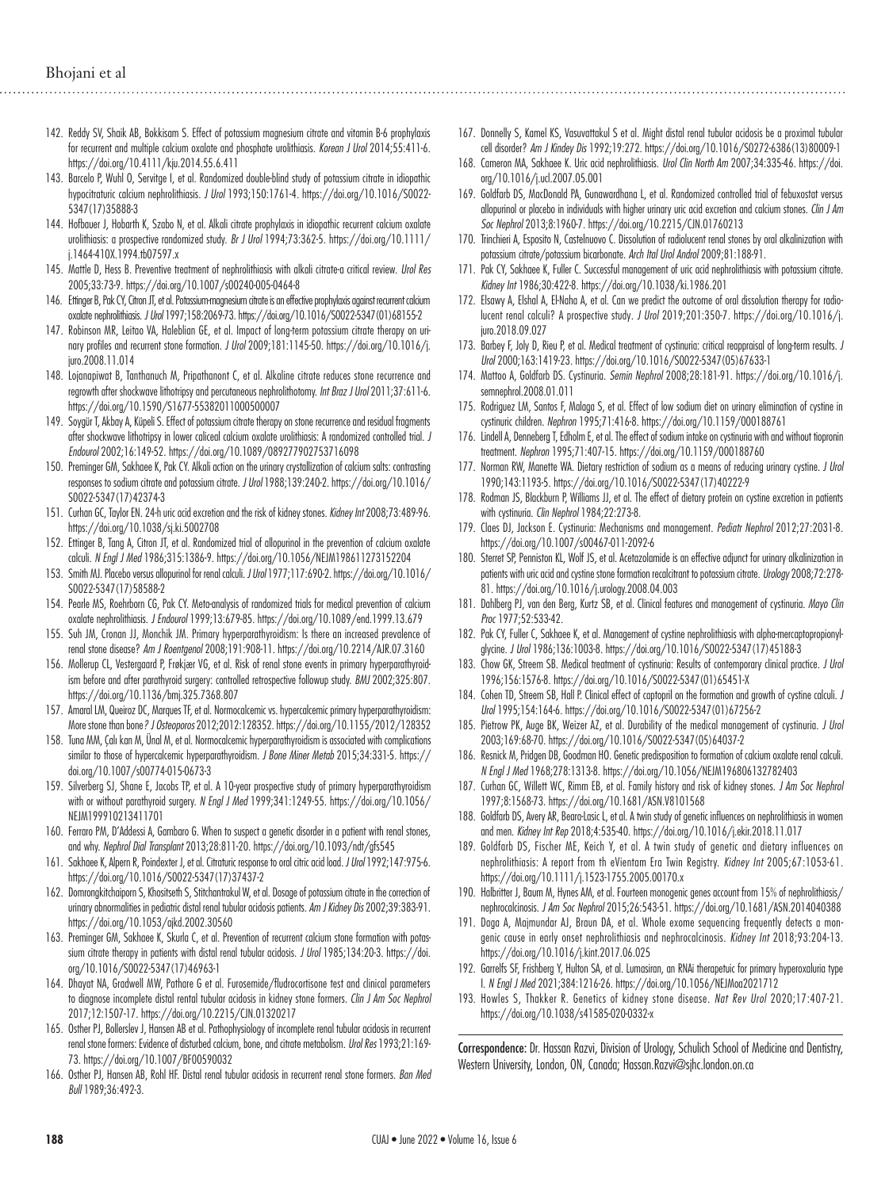142. Reddy SV, Shaik AB, Bokkisam S. Effect of potassium magnesium citrate and vitamin B-6 prophylaxis for recurrent and multiple calcium oxalate and phosphate urolithiasis. *Korean J Urol* 2014;55:411-6. https://doi.org/10.4111/kju.2014.55.6.411
143. Barcelo P, Wuhl O, Servitge I, et al. Randomized double-blind study of potassium citrate in idiopathic hypocitraturic calcium nephrolithiasis. *J Urol* 1993;150:1761-4. https://doi.org/10.1016/S0022-5347(17)35888-3
144. Hofbauer J, Hobarth K, Szabo N, et al. Alkali citrate prophylaxis in idiopathic recurrent calcium oxalate urolithiasis: a prospective randomized study. *Br J Urol* 1994;73:362-5. https://doi.org/10.1111/j.1464-410X.1994.tb07597.x
145. Mattle D, Hess B. Preventive treatment of nephrolithiasis with alkali citrate-a critical review. *Urol Res* 2005;33:73-9. https://doi.org/10.1007/s00240-005-0464-8
146. Ettinger B, Pak CY, Citron JT, et al. Potassium-magnesium citrate is an effective prophylaxis against recurrent calcium oxalate nephrolithiasis. *J Urol* 1997;158:2069-73. https://doi.org/10.1016/S0022-5347(01)68155-2
147. Robinson MR, Leitao VA, Haleblian GE, et al. Impact of long-term potassium citrate therapy on urinary profiles and recurrent stone formation. *J Urol* 2009;181:1145-50. https://doi.org/10.1016/j.juro.2008.11.014
148. Lojanapiwat B, Tanthanuch M, Pripathanont C, et al. Alkaline citrate reduces stone recurrence and regrowth after shockwave lithotripsy and percutaneous nephrolithotomy. *Int Braz J Urol* 2011;37:611-6. https://doi.org/10.1590/S1677-55382011000500007
149. Soygür T, Akbay A, Küpeli S. Effect of potassium citrate therapy on stone recurrence and residual fragments after shockwave lithotripsy in lower caliceal calcium oxalate urolithiasis: A randomized controlled trial. *J Endourol* 2002;16:149-52. https://doi.org/10.1089/089277902753716098
150. Preminger GM, Sakhaee K, Pak CY. Alkali action on the urinary crystallization of calcium salts: contrasting responses to sodium citrate and potassium citrate. *J Urol* 1988;139:240-2. https://doi.org/10.1016/S0022-5347(17)42374-3
151. Curhan GC, Taylor EN. 24-h uric acid excretion and the risk of kidney stones. *Kidney Int* 2008;73:489-96. https://doi.org/10.1038/sj.ki.5002708
152. Ettinger B, Tang A, Citron JT, et al. Randomized trial of allopurinol in the prevention of calcium oxalate calculi. *N Engl J Med* 1986;315:1386-9. https://doi.org/10.1056/NEJM198611273152204
153. Smith MJ. Placebo versus allopurinol for renal calculi. *J Urol* 1977;117:690-2. https://doi.org/10.1016/S0022-5347(17)58588-2
154. Pearle MS, Roehrborn CG, Pak CY. Meta-analysis of randomized trials for medical prevention of calcium oxalate nephrolithiasis. *J Endourol* 1999;13:679-85. https://doi.org/10.1089/end.1999.13.679
155. Suh JM, Cronan JJ, Monchik JM. Primary hyperparathyroidism: Is there an increased prevalence of renal stone disease? *Am J Roentgenol* 2008;191:908-11. https://doi.org/10.2214/AJR.07.3160
156. Mollerup CL, Vestergaard P, Frøkjær VG, et al. Risk of renal stone events in primary hyperparathyroidism before and after parathyroid surgery: controlled retrospective followup study. *BMJ* 2002;325:807. https://doi.org/10.1136/bmj.325.7368.807
157. Amaral LM, Queiroz DC, Marques TF, et al. Normocalcemic vs. hypercalcemic primary hyperparathyroidism: More stone than bone? *J Osteoporos* 2012;2012:128352. https://doi.org/10.1155/2012/128352
158. Tuna MM, Çalı kan M, Ünal M, et al. Normocalcemic hyperparathyroidism is associated with complications similar to those of hypercalcemic hyperparathyroidism. *J Bone Miner Metab* 2015;34:331-5. https://doi.org/10.1007/s00774-015-0673-3
159. Silverberg SJ, Shane E, Jacobs TP, et al. A 10-year prospective study of primary hyperparathyroidism with or without parathyroid surgery. *N Engl J Med* 1999;341:1249-55. https://doi.org/10.1056/NEJM199910213411701
160. Ferraro PM, D'Addessi A, Gambaro G. When to suspect a genetic disorder in a patient with renal stones, and why. *Nephrol Dial Transplant* 2013;28:811-20. https://doi.org/10.1093/ndt/gfs545
161. Sakhaee K, Alpern R, Poindexter J, et al. Citraturic response to oral citric acid load. *J Urol* 1992;147:975-6. https://doi.org/10.1016/S0022-5347(17)37437-2
162. Domrongkitchaiporn S, Khositseth S, Stitchantrakul W, et al. Dosage of potassium citrate in the correction of urinary abnormalities in pediatric distal renal tubular acidosis patients. *Am J Kidney Dis* 2002;39:383-91. https://doi.org/10.1053/ajkd.2002.30560
163. Preminger GM, Sakhaee K, Skurla C, et al. Prevention of recurrent calcium stone formation with potassium citrate therapy in patients with distal renal tubular acidosis. *J Urol* 1985;134:20-3. https://doi.org/10.1016/S0022-5347(17)46963-1
164. Dhayat NA, Gradwell MW, Pathare G et al. Furosemide/fludrocortisone test and clinical parameters to diagnose incomplete distal renal tubular acidosis in kidney stone formers. *Clin J Am Soc Nephrol* 2017;12:1507-17. https://doi.org/10.2215/CJN.01320217
165. Osther PJ, Bollerslev J, Hansen AB et al. Pathophysiology of incomplete renal tubular acidosis in recurrent renal stone formers: Evidence of disturbed calcium, bone, and citrate metabolism. *Urol Res* 1993;21:169-73. https://doi.org/10.1007/BF00590032
166. Osther PJ, Hansen AB, Rohl HF. Distal renal tubular acidosis in recurrent renal stone formers. *Dan Med Bull* 1989;36:492-3.
167. Donnelly S, Kamel KS, Vasuvattakul S et al. Might distal renal tubular acidosis be a proximal tubular cell disorder? *Am J Kindey Dis* 1992;19:272. https://doi.org/10.1016/S0272-6386(13)80009-1
168. Cameron MA, Sakhaee K. Uric acid nephrolithiasis. *Urol Clin North Am* 2007;34:335-46. https://doi.org/10.1016/j.ucl.2007.05.001
169. Goldfarb DS, MacDonald PA, Gunawardhana L, et al. Randomized controlled trial of febuxostat versus allopurinol or placebo in individuals with higher urinary uric acid excretion and calcium stones. *Clin J Am Soc Nephrol* 2013;8:1960-7. https://doi.org/10.2215/CJN.01760213
170. Trinchieri A, Esposito N, Castelnuovo C. Dissolution of radiolucent renal stones by oral alkalinization with potassium citrate/potassium bicarbonate. *Arch Ital Urol Androl* 2009;81:188-91.
171. Pak CY, Sakhaee K, Fuller C. Successful management of uric acid nephrolithiasis with potassium citrate. *Kidney Int* 1986;30:422-8. https://doi.org/10.1038/ki.1986.201
172. Elsawy A, Elshal A, El-Nahas A, et al. Can we predict the outcome of oral dissolution therapy for radiolucent renal calculi? A prospective study. *J Urol* 2019;201:350-7. https://doi.org/10.1016/j.juro.2018.09.027
173. Barbey F, Joly D, Rieu P, et al. Medical treatment of cystinuria: critical reappraisal of long-term results. *J Urol* 2000;163:1419-23. https://doi.org/10.1016/S0022-5347(05)67633-1
174. Mattoo A, Goldfarb DS. Cystinuria. *Semin Nephrol* 2008;28:181-91. https://doi.org/10.1016/j.semnephrol.2008.01.011
175. Rodriguez LM, Santos F, Malaga S, et al. Effect of low sodium diet on urinary elimination of cystine in cystinuric children. *Nephron* 1995;71:416-8. https://doi.org/10.1159/000188761
176. Lindell A, Denneberg T, Edholm E, et al. The effect of sodium intake on cystinuria with and without tiopronin treatment. *Nephron* 1995;71:407-15. https://doi.org/10.1159/000188760
177. Norman RW, Manette WA. Dietary restriction of sodium as a means of reducing urinary cystine. *J Urol* 1990;143:1193-5. https://doi.org/10.1016/S0022-5347(17)40222-9
178. Rodman JS, Blackburn P, Williams JJ, et al. The effect of dietary protein on cystine excretion in patients with cystinuria. *Clin Nephrol* 1984;22:273-8.
179. Claes DJ, Jackson E. Cystinuria: Mechanisms and management. *Pediatr Nephrol* 2012;27:2031-8. https://doi.org/10.1007/s00467-011-2092-6
180. Sterret SP, Penniston KL, Wolf JS, et al. Acetazolamide is an effective adjunct for urinary alkalinization in patients with uric acid and cystine stone formation recalcitrant to potassium citrate. *Urology* 2008;72:278-81. https://doi.org/10.1016/j.urology.2008.04.003
181. Dahlberg PJ, van den Berg, Kurtz SB, et al. Clinical features and management of cystinuria. *Mayo Clin Proc* 1977;52:533-42.
182. Pak CY, Fuller C, Sakhaee K, et al. Management of cystine nephrolithiasis with alpha-mercaptopropionylglycine. *J Urol* 1986;136:1003-8. https://doi.org/10.1016/S0022-5347(17)45188-3
183. Chow GK, Streem SB. Medical treatment of cystinuria: Results of contemporary clinical practice. *J Urol* 1996;156:1576-8. https://doi.org/10.1016/S0022-5347(01)65451-X
184. Cohen TD, Streem SB, Hall P. Clinical effect of captopril on the formation and growth of cystine calculi. *J Urol* 1995;154:164-6. https://doi.org/10.1016/S0022-5347(01)67256-2
185. Pietrow PK, Auge BK, Weizer AZ, et al. Durability of the medical management of cystinuria. *J Urol* 2003;169:68-70. https://doi.org/10.1016/S0022-5347(05)64037-2
186. Resnick M, Pridgen DB, Goodman HO. Genetic predisposition to formation of calcium oxalate renal calculi. *N Engl J Med* 1968;278:1313-8. https://doi.org/10.1056/NEJM196806132782403
187. Curhan GC, Willett WC, Rimm EB, et al. Family history and risk of kidney stones. *J Am Soc Nephrol* 1997;8:1568-73. https://doi.org/10.1681/ASN.V8101568
188. Goldfarb DS, Avery AR, Beara-Lasic L, et al. A twin study of genetic influences on nephrolithiasis in women and men. *Kidney Int Rep* 2018;4:535-40. https://doi.org/10.1016/j.ekir.2018.11.017
189. Goldfarb DS, Fischer ME, Keich Y, et al. A twin study of genetic and dietary influences on nephrolithiasis: A report from th eVientam Era Twin Registry. *Kidney Int* 2005;67:1053-61. https://doi.org/10.1111/j.1523-1755.2005.00170.x
190. Halbritter J, Baum M, Hynes AM, et al. Fourteen monogenic genes account from 15% of nephrolithiasis/nephrocalcinosis. *J Am Soc Nephrol* 2015;26:543-51. https://doi.org/10.1681/ASN.2014040388
191. Daga A, Majmundar AJ, Braun DA, et al. Whole exome sequencing frequently detects a mongenic cause in early onset nephrolithiasis and nephrocalcinosis. *Kidney Int* 2018;93:204-13. https://doi.org/10.1016/j.kint.2017.06.025
192. Garrelfs SF, Frishberg Y, Hulton SA, et al. Lumasiran, an RNAi therapetuic for primary hyperoxaluria type I. *N Engl J Med* 2021;384:1216-26. https://doi.org/10.1056/NEJMoa2021712
193. Howles S, Thakker R. Genetics of kidney stone disease. *Nat Rev Urol* 2020;17:407-21. https://doi.org/10.1038/s41585-020-0332-x

---

**Correspondence:** Dr. Hassan Razvi, Division of Urology, Schulich School of Medicine and Dentistry, Western University, London, ON, Canada; Hassan.Razvi@sjhc.london.on.ca